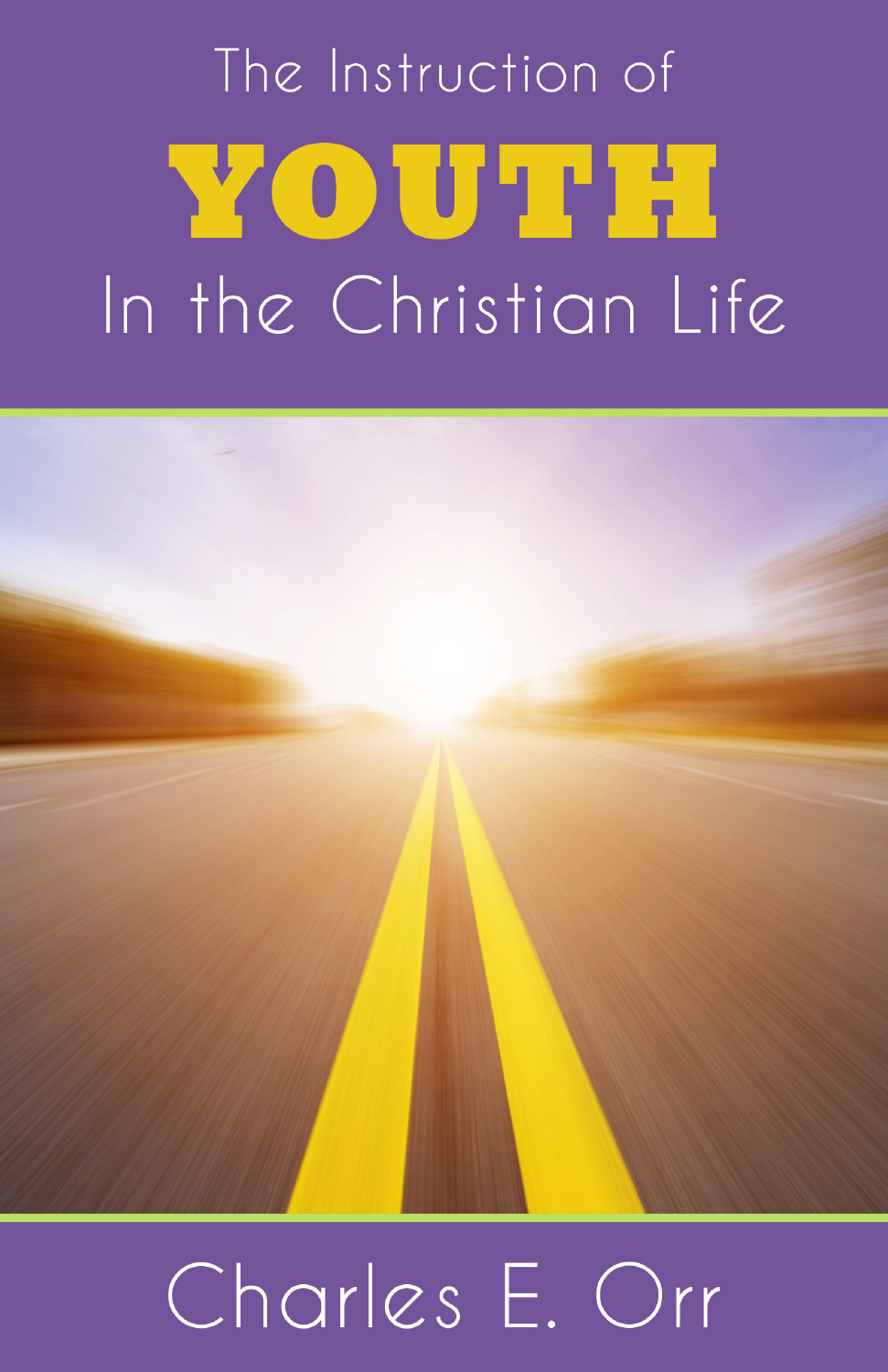# The Instruction of YOUTH In the Christian Life

Charles E. Orr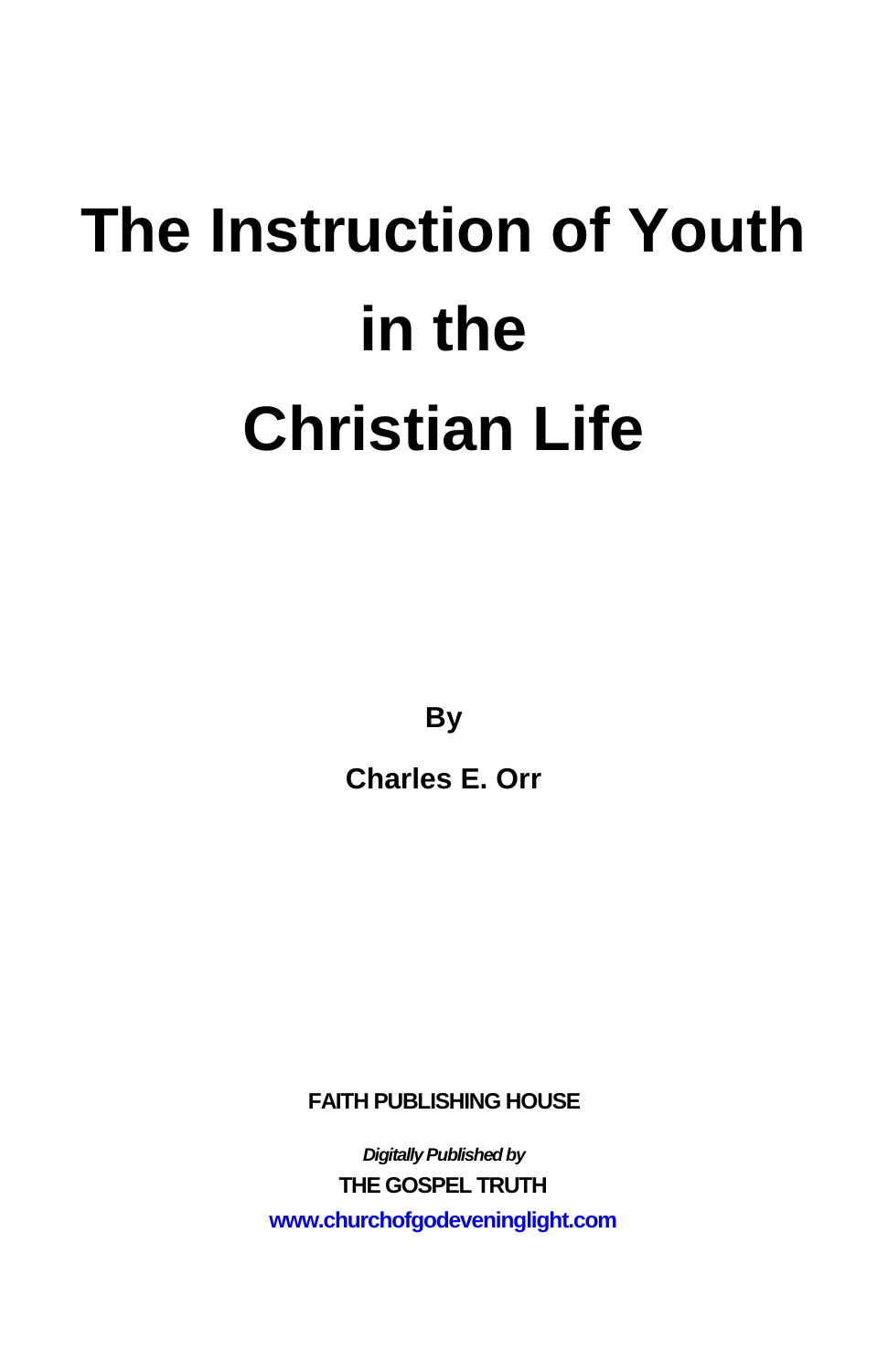# The Instruction of Youth in the Christian Life

**By**

**Charles E. Orr**

**FAITH PUBLISHING HOUSE**

***Digitally Published by***

**THE GOSPEL TRUTH**

**www.churchofgodeveninglight.com**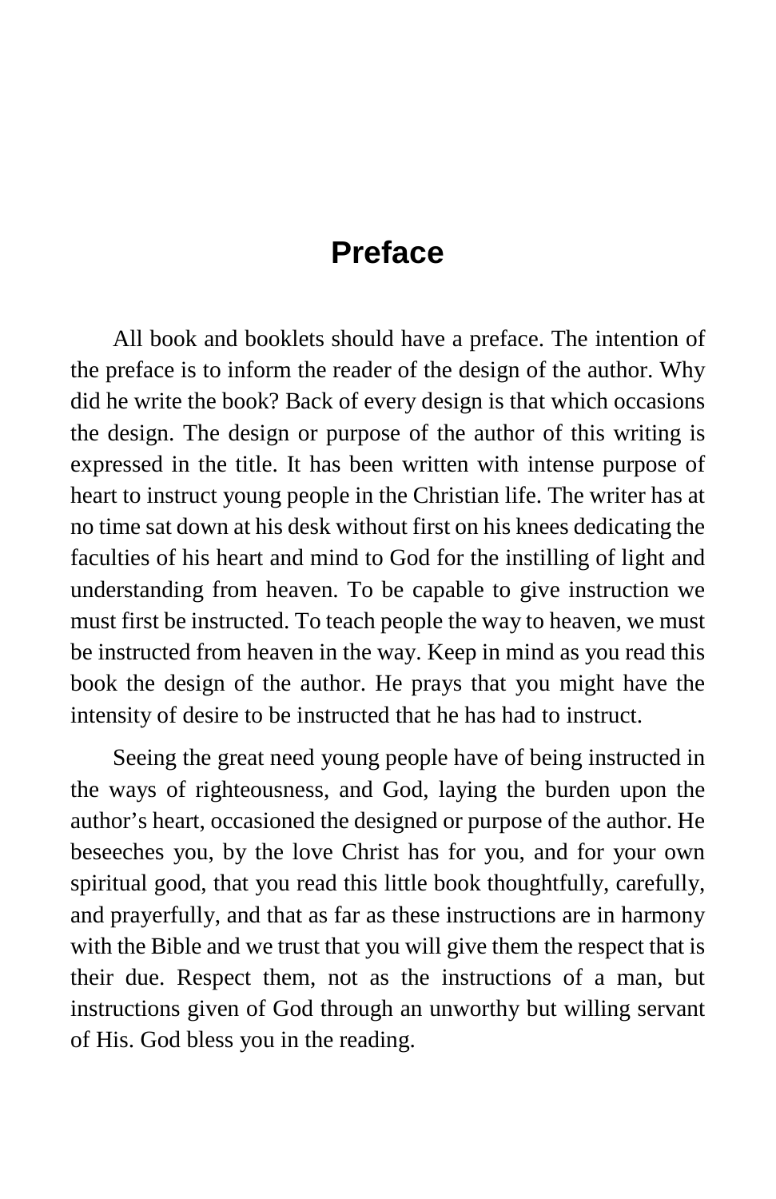# Preface

All book and booklets should have a preface. The intention of the preface is to inform the reader of the design of the author. Why did he write the book? Back of every design is that which occasions the design. The design or purpose of the author of this writing is expressed in the title. It has been written with intense purpose of heart to instruct young people in the Christian life. The writer has at no time sat down at his desk without first on his knees dedicating the faculties of his heart and mind to God for the instilling of light and understanding from heaven. To be capable to give instruction we must first be instructed. To teach people the way to heaven, we must be instructed from heaven in the way. Keep in mind as you read this book the design of the author. He prays that you might have the intensity of desire to be instructed that he has had to instruct.

Seeing the great need young people have of being instructed in the ways of righteousness, and God, laying the burden upon the author's heart, occasioned the designed or purpose of the author. He beseeches you, by the love Christ has for you, and for your own spiritual good, that you read this little book thoughtfully, carefully, and prayerfully, and that as far as these instructions are in harmony with the Bible and we trust that you will give them the respect that is their due. Respect them, not as the instructions of a man, but instructions given of God through an unworthy but willing servant of His. God bless you in the reading.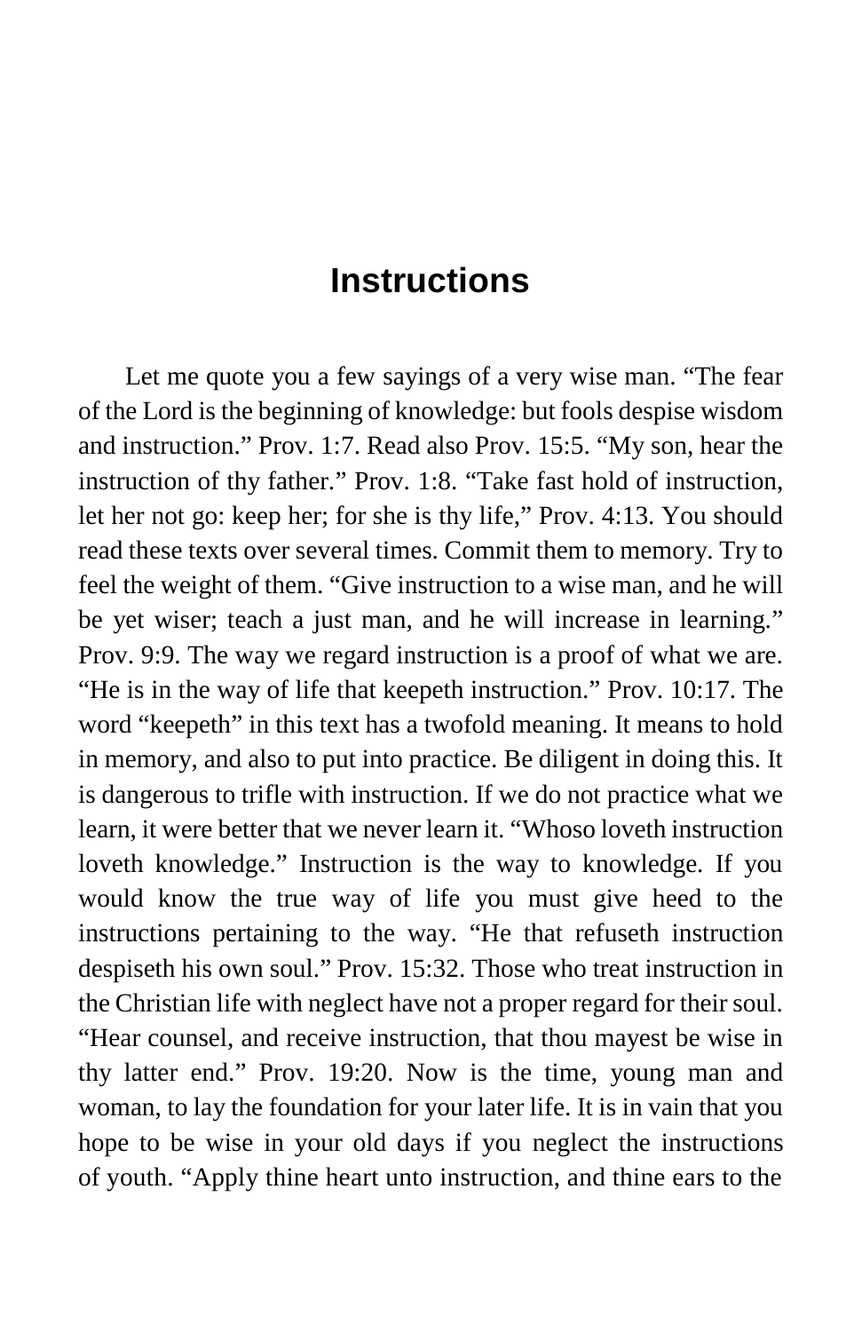## Instructions

Let me quote you a few sayings of a very wise man. “The fear of the Lord is the beginning of knowledge: but fools despise wisdom and instruction.” Prov. 1:7. Read also Prov. 15:5. “My son, hear the instruction of thy father.” Prov. 1:8. “Take fast hold of instruction, let her not go: keep her; for she is thy life,” Prov. 4:13. You should read these texts over several times. Commit them to memory. Try to feel the weight of them. “Give instruction to a wise man, and he will be yet wiser; teach a just man, and he will increase in learning.” Prov. 9:9. The way we regard instruction is a proof of what we are. “He is in the way of life that keepeth instruction.” Prov. 10:17. The word “keepeth” in this text has a twofold meaning. It means to hold in memory, and also to put into practice. Be diligent in doing this. It is dangerous to trifle with instruction. If we do not practice what we learn, it were better that we never learn it. “Whoso loveth instruction loveth knowledge.” Instruction is the way to knowledge. If you would know the true way of life you must give heed to the instructions pertaining to the way. “He that refuseth instruction despiseth his own soul.” Prov. 15:32. Those who treat instruction in the Christian life with neglect have not a proper regard for their soul. “Hear counsel, and receive instruction, that thou mayest be wise in thy latter end.” Prov. 19:20. Now is the time, young man and woman, to lay the foundation for your later life. It is in vain that you hope to be wise in your old days if you neglect the instructions of youth. “Apply thine heart unto instruction, and thine ears to the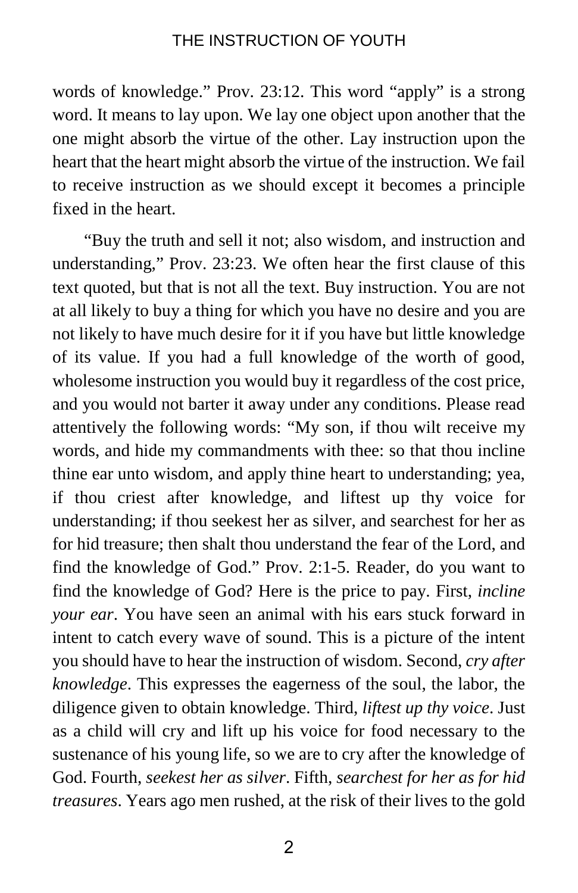words of knowledge." Prov. 23:12. This word "apply" is a strong word. It means to lay upon. We lay one object upon another that the one might absorb the virtue of the other. Lay instruction upon the heart that the heart might absorb the virtue of the instruction. We fail to receive instruction as we should except it becomes a principle fixed in the heart.

"Buy the truth and sell it not; also wisdom, and instruction and understanding," Prov. 23:23. We often hear the first clause of this text quoted, but that is not all the text. Buy instruction. You are not at all likely to buy a thing for which you have no desire and you are not likely to have much desire for it if you have but little knowledge of its value. If you had a full knowledge of the worth of good, wholesome instruction you would buy it regardless of the cost price, and you would not barter it away under any conditions. Please read attentively the following words: "My son, if thou wilt receive my words, and hide my commandments with thee: so that thou incline thine ear unto wisdom, and apply thine heart to understanding; yea, if thou criest after knowledge, and liftest up thy voice for understanding; if thou seekest her as silver, and searchest for her as for hid treasure; then shalt thou understand the fear of the Lord, and find the knowledge of God." Prov. 2:1-5. Reader, do you want to find the knowledge of God? Here is the price to pay. First, *incline your ear*. You have seen an animal with his ears stuck forward in intent to catch every wave of sound. This is a picture of the intent you should have to hear the instruction of wisdom. Second, *cry after knowledge*. This expresses the eagerness of the soul, the labor, the diligence given to obtain knowledge. Third, *liftest up thy voice*. Just as a child will cry and lift up his voice for food necessary to the sustenance of his young life, so we are to cry after the knowledge of God. Fourth, *seekest her as silver*. Fifth, *searchest for her as for hid treasures*. Years ago men rushed, at the risk of their lives to the gold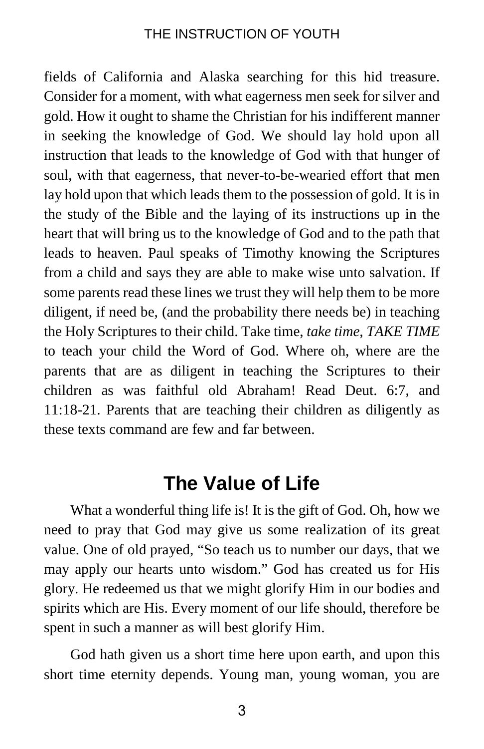fields of California and Alaska searching for this hid treasure. Consider for a moment, with what eagerness men seek for silver and gold. How it ought to shame the Christian for his indifferent manner in seeking the knowledge of God. We should lay hold upon all instruction that leads to the knowledge of God with that hunger of soul, with that eagerness, that never-to-be-wearied effort that men lay hold upon that which leads them to the possession of gold. It is in the study of the Bible and the laying of its instructions up in the heart that will bring us to the knowledge of God and to the path that leads to heaven. Paul speaks of Timothy knowing the Scriptures from a child and says they are able to make wise unto salvation. If some parents read these lines we trust they will help them to be more diligent, if need be, (and the probability there needs be) in teaching the Holy Scriptures to their child. Take time, *take time, TAKE TIME* to teach your child the Word of God. Where oh, where are the parents that are as diligent in teaching the Scriptures to their children as was faithful old Abraham! Read Deut. 6:7, and 11:18-21. Parents that are teaching their children as diligently as these texts command are few and far between.

## The Value of Life

What a wonderful thing life is! It is the gift of God. Oh, how we need to pray that God may give us some realization of its great value. One of old prayed, "So teach us to number our days, that we may apply our hearts unto wisdom." God has created us for His glory. He redeemed us that we might glorify Him in our bodies and spirits which are His. Every moment of our life should, therefore be spent in such a manner as will best glorify Him.

God hath given us a short time here upon earth, and upon this short time eternity depends. Young man, young woman, you are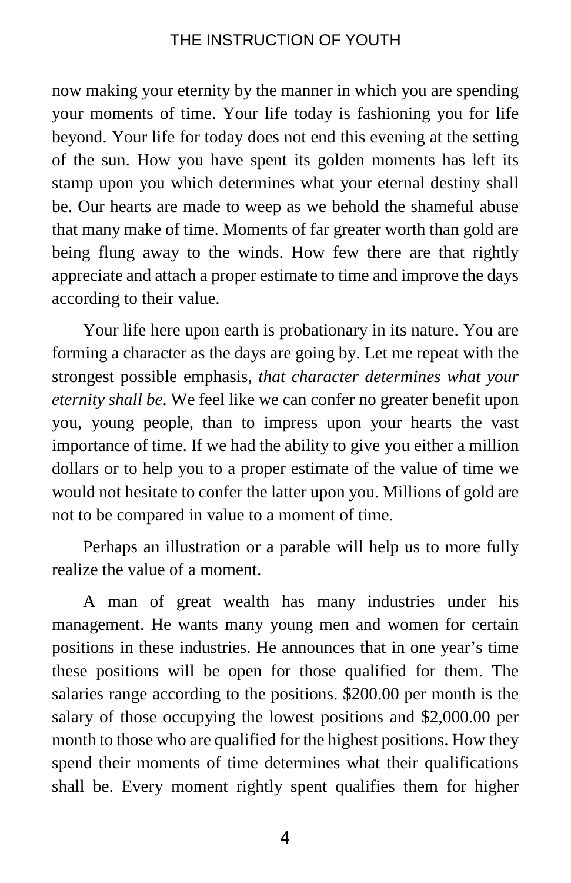now making your eternity by the manner in which you are spending your moments of time. Your life today is fashioning you for life beyond. Your life for today does not end this evening at the setting of the sun. How you have spent its golden moments has left its stamp upon you which determines what your eternal destiny shall be. Our hearts are made to weep as we behold the shameful abuse that many make of time. Moments of far greater worth than gold are being flung away to the winds. How few there are that rightly appreciate and attach a proper estimate to time and improve the days according to their value.

Your life here upon earth is probationary in its nature. You are forming a character as the days are going by. Let me repeat with the strongest possible emphasis, *that character determines what your eternity shall be*. We feel like we can confer no greater benefit upon you, young people, than to impress upon your hearts the vast importance of time. If we had the ability to give you either a million dollars or to help you to a proper estimate of the value of time we would not hesitate to confer the latter upon you. Millions of gold are not to be compared in value to a moment of time.

Perhaps an illustration or a parable will help us to more fully realize the value of a moment.

A man of great wealth has many industries under his management. He wants many young men and women for certain positions in these industries. He announces that in one year's time these positions will be open for those qualified for them. The salaries range according to the positions. $200.00 per month is the salary of those occupying the lowest positions and $2,000.00 per month to those who are qualified for the highest positions. How they spend their moments of time determines what their qualifications shall be. Every moment rightly spent qualifies them for higher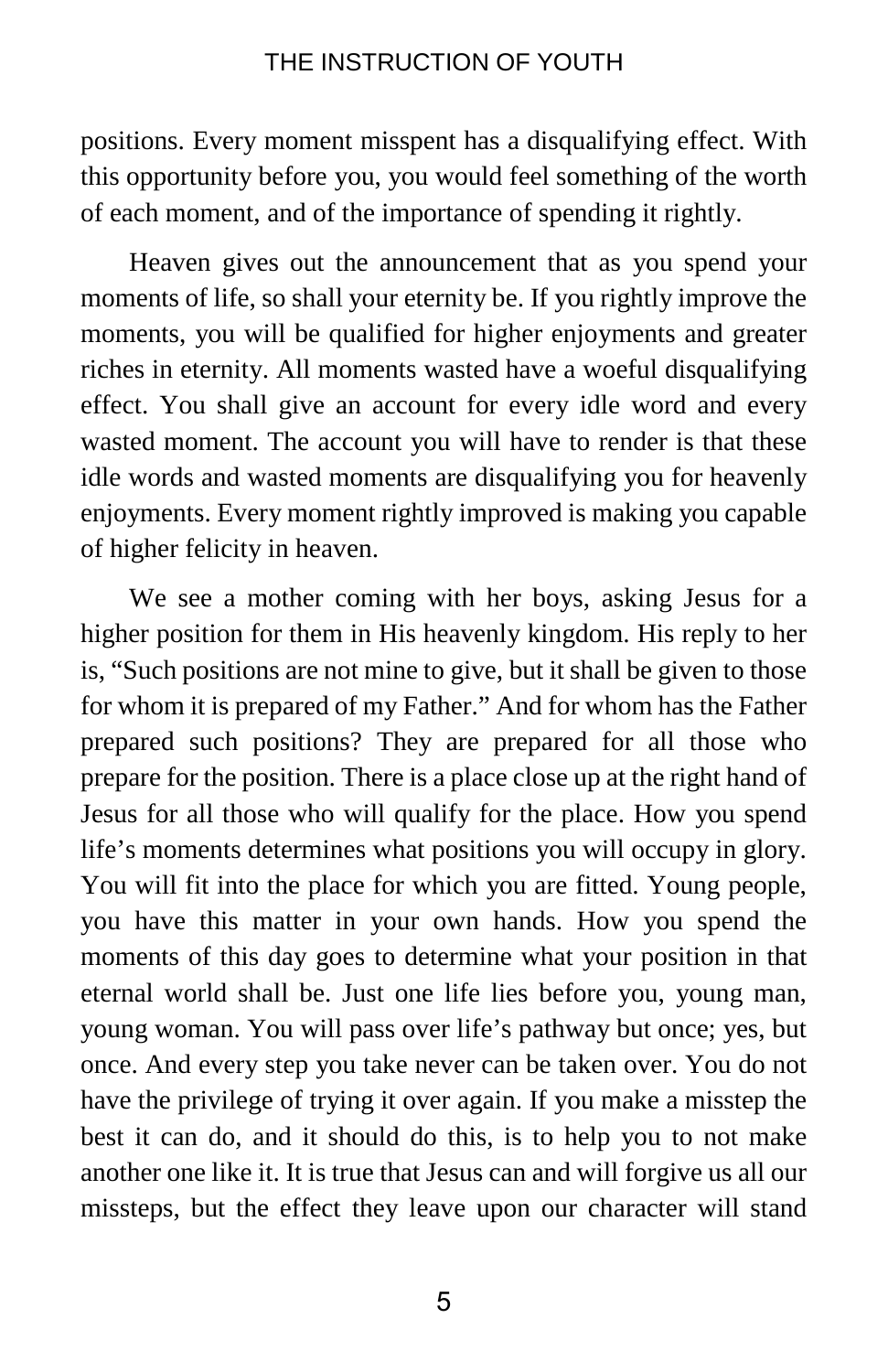positions. Every moment misspent has a disqualifying effect. With this opportunity before you, you would feel something of the worth of each moment, and of the importance of spending it rightly.

Heaven gives out the announcement that as you spend your moments of life, so shall your eternity be. If you rightly improve the moments, you will be qualified for higher enjoyments and greater riches in eternity. All moments wasted have a woeful disqualifying effect. You shall give an account for every idle word and every wasted moment. The account you will have to render is that these idle words and wasted moments are disqualifying you for heavenly enjoyments. Every moment rightly improved is making you capable of higher felicity in heaven.

We see a mother coming with her boys, asking Jesus for a higher position for them in His heavenly kingdom. His reply to her is, "Such positions are not mine to give, but it shall be given to those for whom it is prepared of my Father." And for whom has the Father prepared such positions? They are prepared for all those who prepare for the position. There is a place close up at the right hand of Jesus for all those who will qualify for the place. How you spend life's moments determines what positions you will occupy in glory. You will fit into the place for which you are fitted. Young people, you have this matter in your own hands. How you spend the moments of this day goes to determine what your position in that eternal world shall be. Just one life lies before you, young man, young woman. You will pass over life's pathway but once; yes, but once. And every step you take never can be taken over. You do not have the privilege of trying it over again. If you make a misstep the best it can do, and it should do this, is to help you to not make another one like it. It is true that Jesus can and will forgive us all our missteps, but the effect they leave upon our character will stand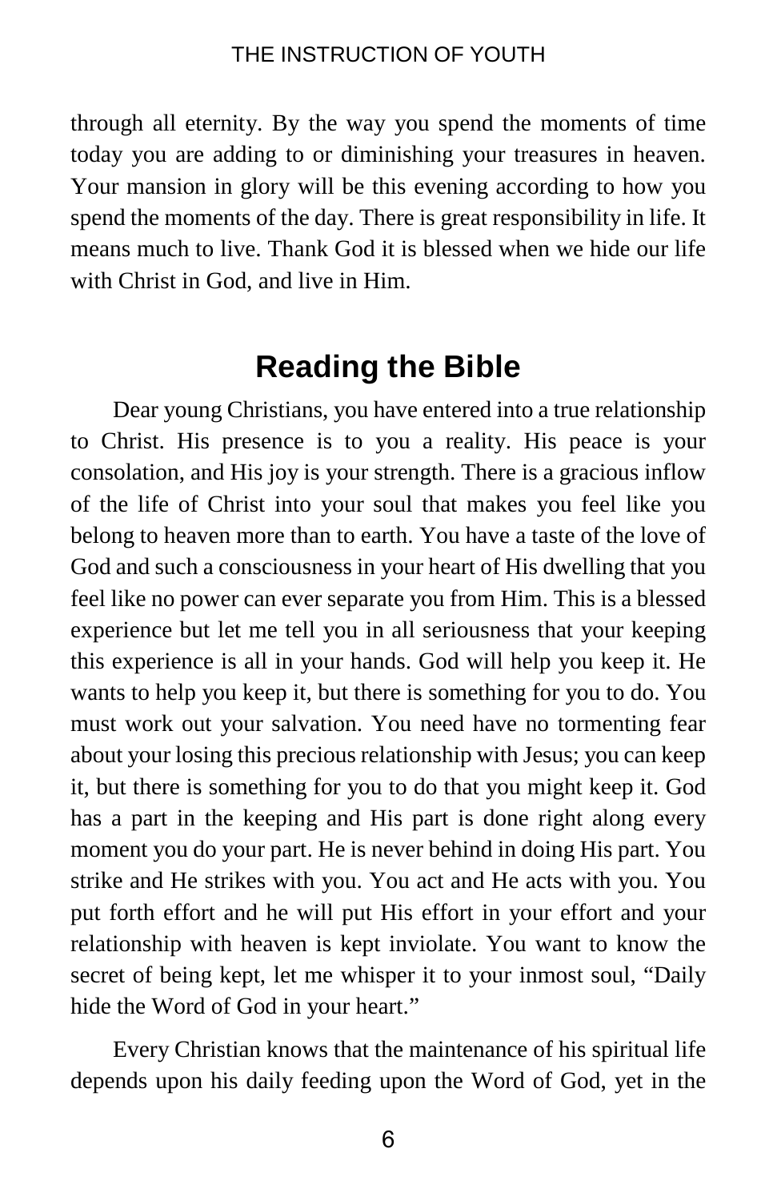through all eternity. By the way you spend the moments of time today you are adding to or diminishing your treasures in heaven. Your mansion in glory will be this evening according to how you spend the moments of the day. There is great responsibility in life. It means much to live. Thank God it is blessed when we hide our life with Christ in God, and live in Him.

## Reading the Bible

Dear young Christians, you have entered into a true relationship to Christ. His presence is to you a reality. His peace is your consolation, and His joy is your strength. There is a gracious inflow of the life of Christ into your soul that makes you feel like you belong to heaven more than to earth. You have a taste of the love of God and such a consciousness in your heart of His dwelling that you feel like no power can ever separate you from Him. This is a blessed experience but let me tell you in all seriousness that your keeping this experience is all in your hands. God will help you keep it. He wants to help you keep it, but there is something for you to do. You must work out your salvation. You need have no tormenting fear about your losing this precious relationship with Jesus; you can keep it, but there is something for you to do that you might keep it. God has a part in the keeping and His part is done right along every moment you do your part. He is never behind in doing His part. You strike and He strikes with you. You act and He acts with you. You put forth effort and he will put His effort in your effort and your relationship with heaven is kept inviolate. You want to know the secret of being kept, let me whisper it to your inmost soul, "Daily hide the Word of God in your heart."

Every Christian knows that the maintenance of his spiritual life depends upon his daily feeding upon the Word of God, yet in the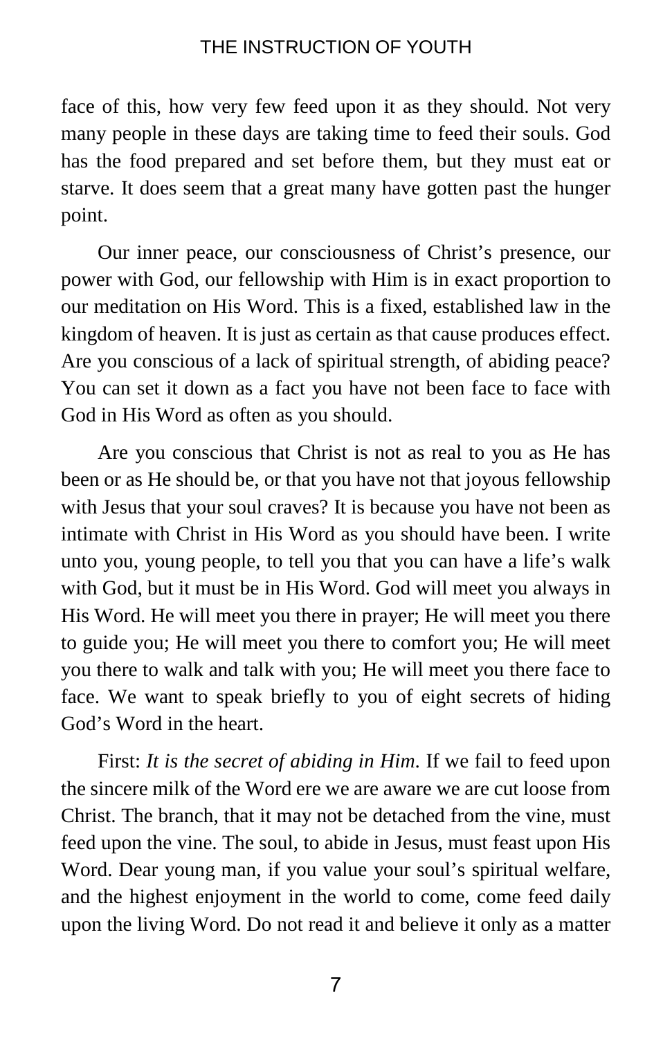face of this, how very few feed upon it as they should. Not very many people in these days are taking time to feed their souls. God has the food prepared and set before them, but they must eat or starve. It does seem that a great many have gotten past the hunger point.

Our inner peace, our consciousness of Christ's presence, our power with God, our fellowship with Him is in exact proportion to our meditation on His Word. This is a fixed, established law in the kingdom of heaven. It is just as certain as that cause produces effect. Are you conscious of a lack of spiritual strength, of abiding peace? You can set it down as a fact you have not been face to face with God in His Word as often as you should.

Are you conscious that Christ is not as real to you as He has been or as He should be, or that you have not that joyous fellowship with Jesus that your soul craves? It is because you have not been as intimate with Christ in His Word as you should have been. I write unto you, young people, to tell you that you can have a life's walk with God, but it must be in His Word. God will meet you always in His Word. He will meet you there in prayer; He will meet you there to guide you; He will meet you there to comfort you; He will meet you there to walk and talk with you; He will meet you there face to face. We want to speak briefly to you of eight secrets of hiding God's Word in the heart.

First: *It is the secret of abiding in Him*. If we fail to feed upon the sincere milk of the Word ere we are aware we are cut loose from Christ. The branch, that it may not be detached from the vine, must feed upon the vine. The soul, to abide in Jesus, must feast upon His Word. Dear young man, if you value your soul's spiritual welfare, and the highest enjoyment in the world to come, come feed daily upon the living Word. Do not read it and believe it only as a matter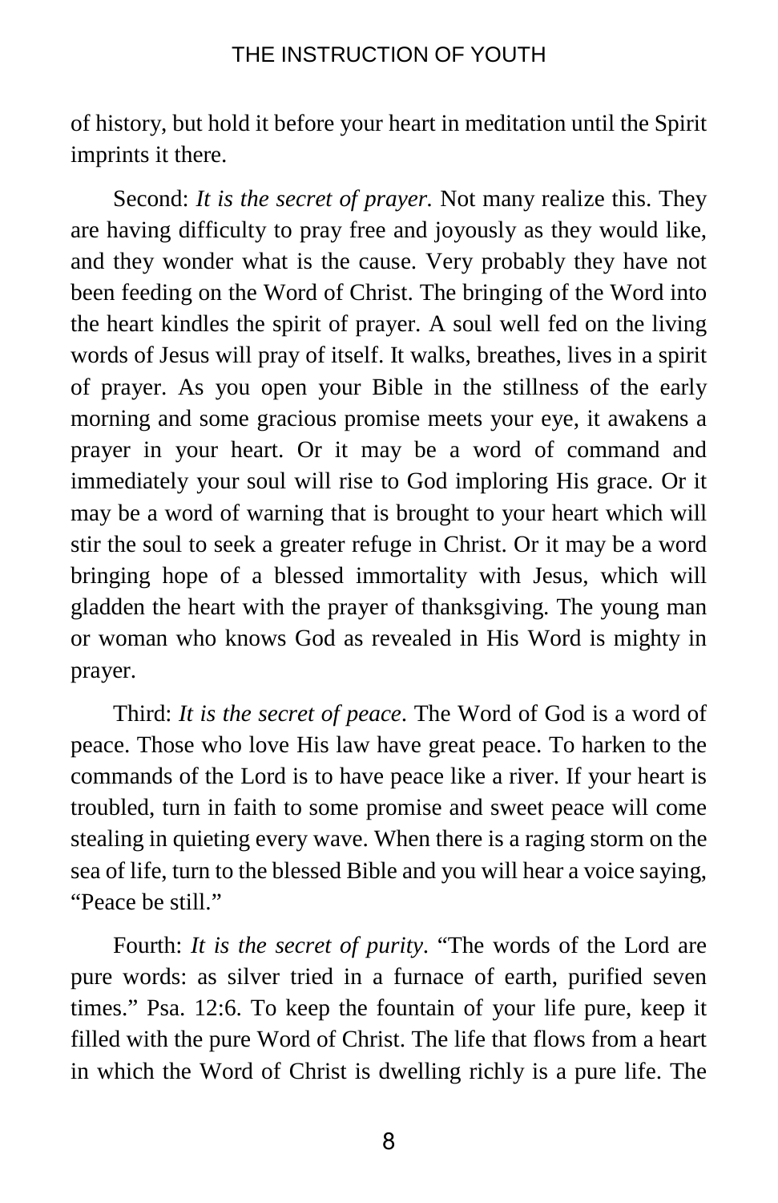of history, but hold it before your heart in meditation until the Spirit imprints it there.

Second: *It is the secret of prayer.* Not many realize this. They are having difficulty to pray free and joyously as they would like, and they wonder what is the cause. Very probably they have not been feeding on the Word of Christ. The bringing of the Word into the heart kindles the spirit of prayer. A soul well fed on the living words of Jesus will pray of itself. It walks, breathes, lives in a spirit of prayer. As you open your Bible in the stillness of the early morning and some gracious promise meets your eye, it awakens a prayer in your heart. Or it may be a word of command and immediately your soul will rise to God imploring His grace. Or it may be a word of warning that is brought to your heart which will stir the soul to seek a greater refuge in Christ. Or it may be a word bringing hope of a blessed immortality with Jesus, which will gladden the heart with the prayer of thanksgiving. The young man or woman who knows God as revealed in His Word is mighty in prayer.

Third: *It is the secret of peace*. The Word of God is a word of peace. Those who love His law have great peace. To harken to the commands of the Lord is to have peace like a river. If your heart is troubled, turn in faith to some promise and sweet peace will come stealing in quieting every wave. When there is a raging storm on the sea of life, turn to the blessed Bible and you will hear a voice saying, "Peace be still."

Fourth: *It is the secret of purity*. "The words of the Lord are pure words: as silver tried in a furnace of earth, purified seven times." Psa. 12:6. To keep the fountain of your life pure, keep it filled with the pure Word of Christ. The life that flows from a heart in which the Word of Christ is dwelling richly is a pure life. The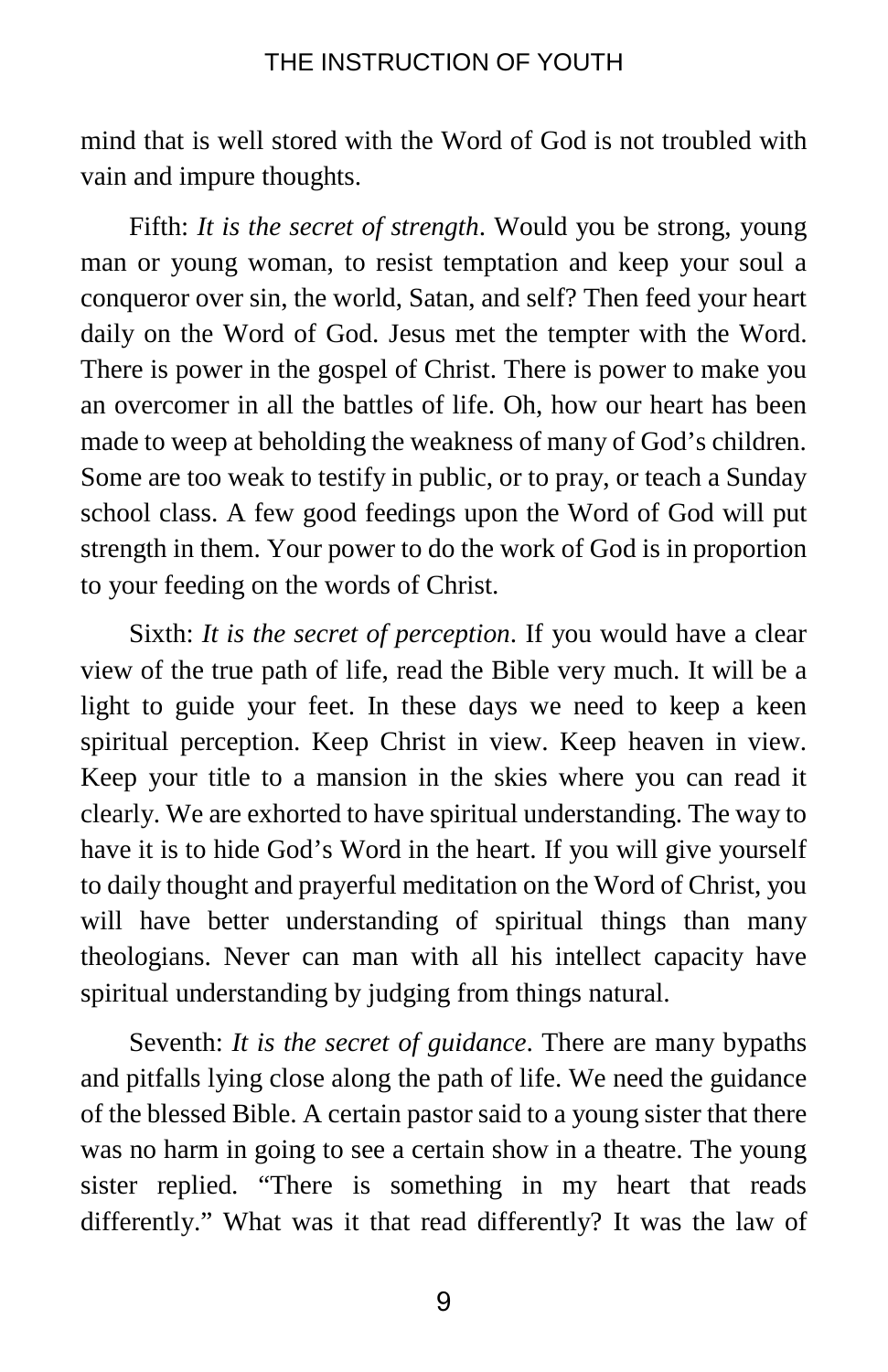mind that is well stored with the Word of God is not troubled with vain and impure thoughts.

Fifth: *It is the secret of strength*. Would you be strong, young man or young woman, to resist temptation and keep your soul a conqueror over sin, the world, Satan, and self? Then feed your heart daily on the Word of God. Jesus met the tempter with the Word. There is power in the gospel of Christ. There is power to make you an overcomer in all the battles of life. Oh, how our heart has been made to weep at beholding the weakness of many of God's children. Some are too weak to testify in public, or to pray, or teach a Sunday school class. A few good feedings upon the Word of God will put strength in them. Your power to do the work of God is in proportion to your feeding on the words of Christ.

Sixth: *It is the secret of perception*. If you would have a clear view of the true path of life, read the Bible very much. It will be a light to guide your feet. In these days we need to keep a keen spiritual perception. Keep Christ in view. Keep heaven in view. Keep your title to a mansion in the skies where you can read it clearly. We are exhorted to have spiritual understanding. The way to have it is to hide God's Word in the heart. If you will give yourself to daily thought and prayerful meditation on the Word of Christ, you will have better understanding of spiritual things than many theologians. Never can man with all his intellect capacity have spiritual understanding by judging from things natural.

Seventh: *It is the secret of guidance*. There are many bypaths and pitfalls lying close along the path of life. We need the guidance of the blessed Bible. A certain pastor said to a young sister that there was no harm in going to see a certain show in a theatre. The young sister replied. "There is something in my heart that reads differently." What was it that read differently? It was the law of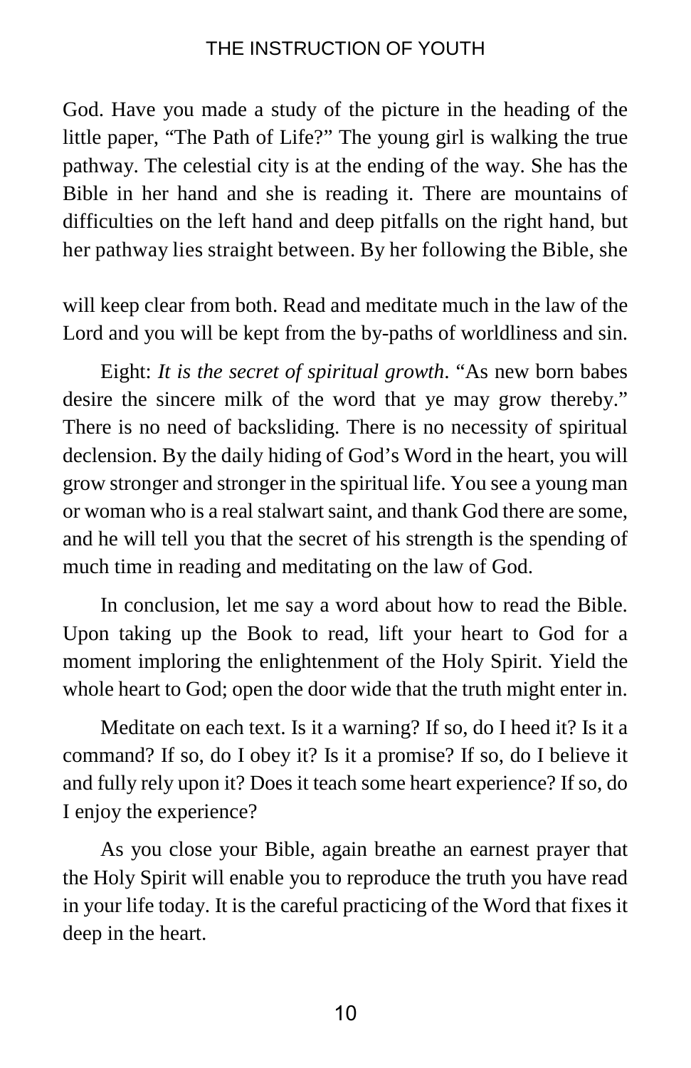God. Have you made a study of the picture in the heading of the little paper, "The Path of Life?" The young girl is walking the true pathway. The celestial city is at the ending of the way. She has the Bible in her hand and she is reading it. There are mountains of difficulties on the left hand and deep pitfalls on the right hand, but her pathway lies straight between. By her following the Bible, she will keep clear from both. Read and meditate much in the law of the Lord and you will be kept from the by-paths of worldliness and sin.

Eight: *It is the secret of spiritual growth*. "As new born babes desire the sincere milk of the word that ye may grow thereby." There is no need of backsliding. There is no necessity of spiritual declension. By the daily hiding of God's Word in the heart, you will grow stronger and stronger in the spiritual life. You see a young man or woman who is a real stalwart saint, and thank God there are some, and he will tell you that the secret of his strength is the spending of much time in reading and meditating on the law of God.

In conclusion, let me say a word about how to read the Bible. Upon taking up the Book to read, lift your heart to God for a moment imploring the enlightenment of the Holy Spirit. Yield the whole heart to God; open the door wide that the truth might enter in.

Meditate on each text. Is it a warning? If so, do I heed it? Is it a command? If so, do I obey it? Is it a promise? If so, do I believe it and fully rely upon it? Does it teach some heart experience? If so, do I enjoy the experience?

As you close your Bible, again breathe an earnest prayer that the Holy Spirit will enable you to reproduce the truth you have read in your life today. It is the careful practicing of the Word that fixes it deep in the heart.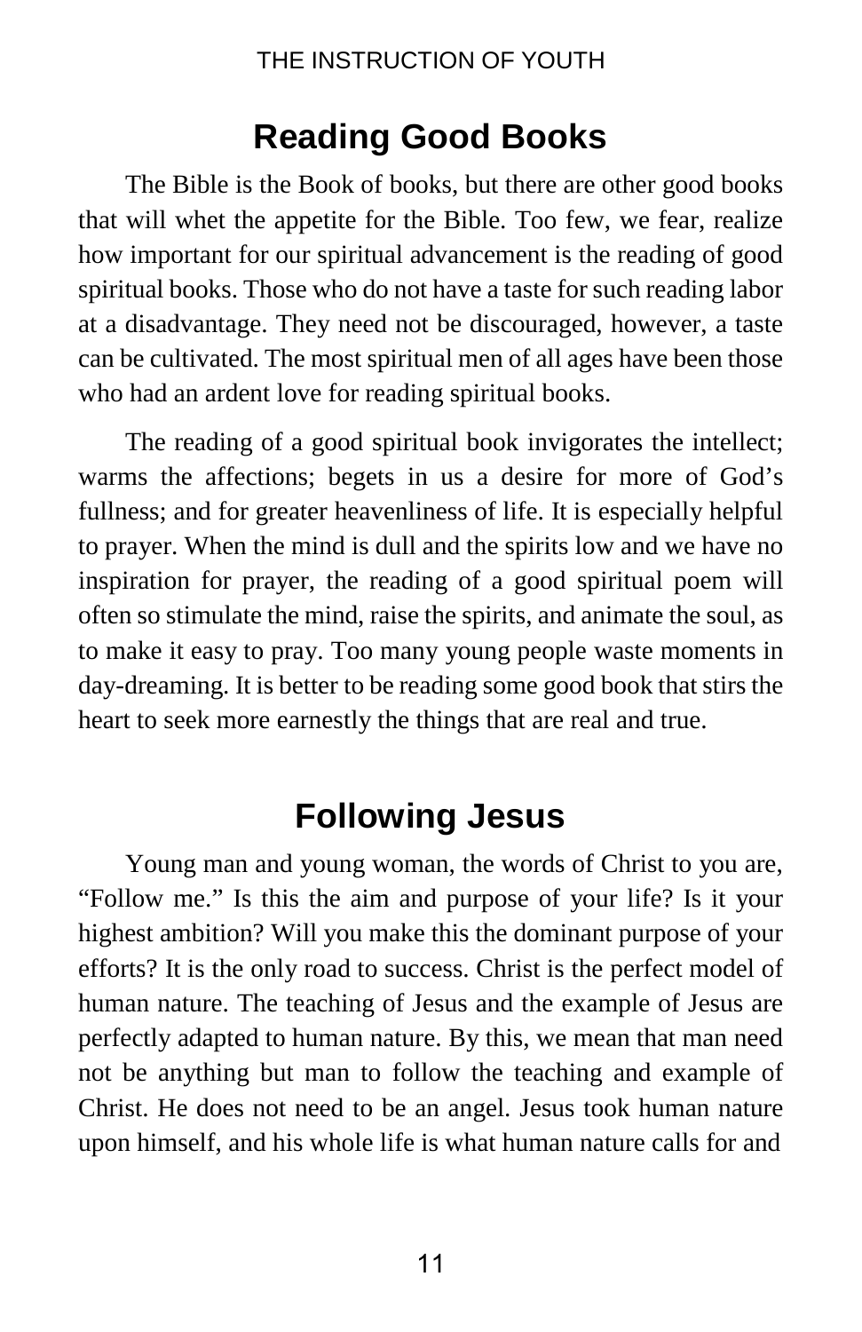## Reading Good Books

The Bible is the Book of books, but there are other good books that will whet the appetite for the Bible. Too few, we fear, realize how important for our spiritual advancement is the reading of good spiritual books. Those who do not have a taste for such reading labor at a disadvantage. They need not be discouraged, however, a taste can be cultivated. The most spiritual men of all ages have been those who had an ardent love for reading spiritual books.

The reading of a good spiritual book invigorates the intellect; warms the affections; begets in us a desire for more of God's fullness; and for greater heavenliness of life. It is especially helpful to prayer. When the mind is dull and the spirits low and we have no inspiration for prayer, the reading of a good spiritual poem will often so stimulate the mind, raise the spirits, and animate the soul, as to make it easy to pray. Too many young people waste moments in day-dreaming. It is better to be reading some good book that stirs the heart to seek more earnestly the things that are real and true.

## Following Jesus

Young man and young woman, the words of Christ to you are, "Follow me." Is this the aim and purpose of your life? Is it your highest ambition? Will you make this the dominant purpose of your efforts? It is the only road to success. Christ is the perfect model of human nature. The teaching of Jesus and the example of Jesus are perfectly adapted to human nature. By this, we mean that man need not be anything but man to follow the teaching and example of Christ. He does not need to be an angel. Jesus took human nature upon himself, and his whole life is what human nature calls for and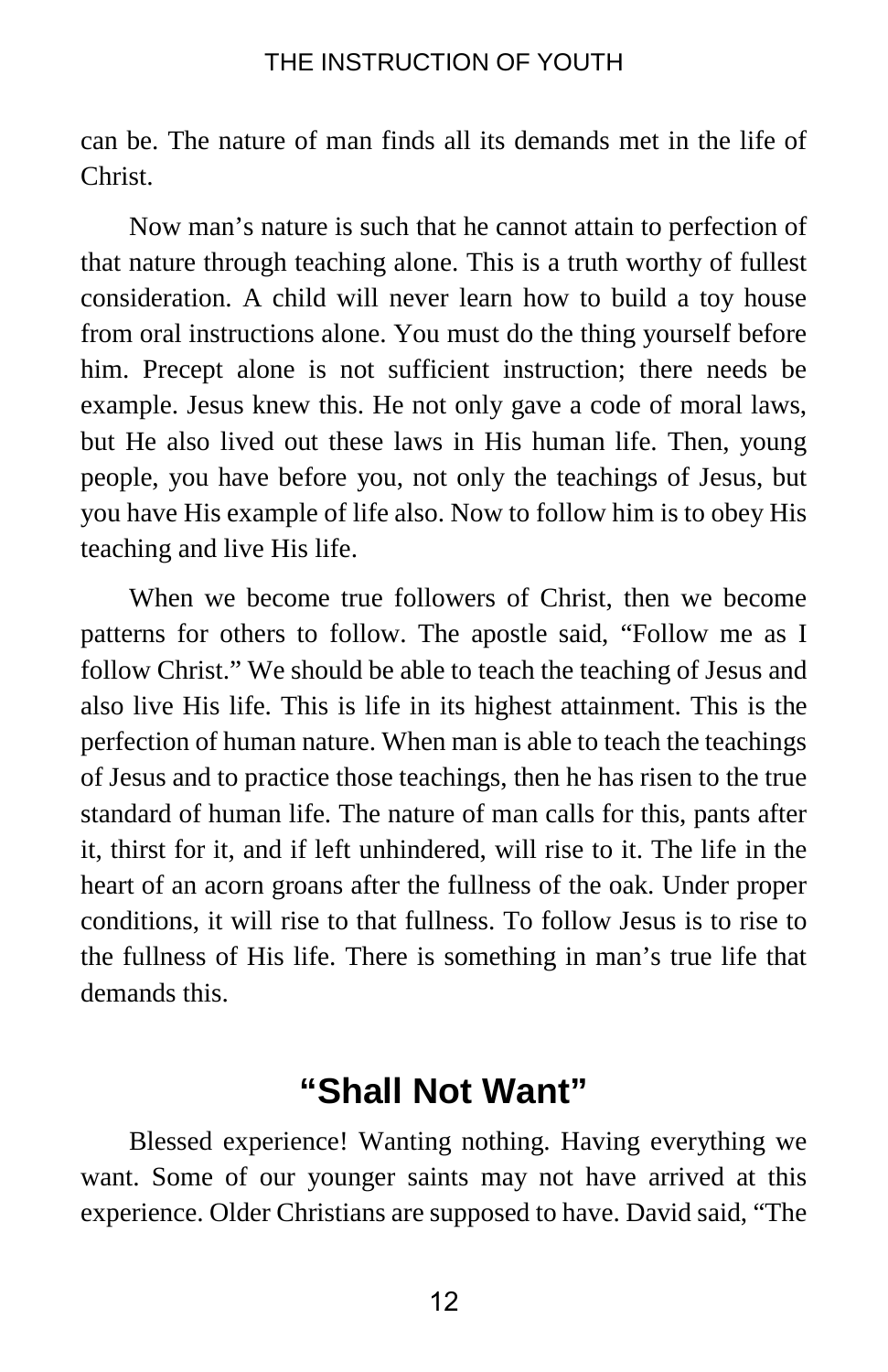can be. The nature of man finds all its demands met in the life of Christ.

Now man's nature is such that he cannot attain to perfection of that nature through teaching alone. This is a truth worthy of fullest consideration. A child will never learn how to build a toy house from oral instructions alone. You must do the thing yourself before him. Precept alone is not sufficient instruction; there needs be example. Jesus knew this. He not only gave a code of moral laws, but He also lived out these laws in His human life. Then, young people, you have before you, not only the teachings of Jesus, but you have His example of life also. Now to follow him is to obey His teaching and live His life.

When we become true followers of Christ, then we become patterns for others to follow. The apostle said, "Follow me as I follow Christ." We should be able to teach the teaching of Jesus and also live His life. This is life in its highest attainment. This is the perfection of human nature. When man is able to teach the teachings of Jesus and to practice those teachings, then he has risen to the true standard of human life. The nature of man calls for this, pants after it, thirst for it, and if left unhindered, will rise to it. The life in the heart of an acorn groans after the fullness of the oak. Under proper conditions, it will rise to that fullness. To follow Jesus is to rise to the fullness of His life. There is something in man's true life that demands this.

## "Shall Not Want"

Blessed experience! Wanting nothing. Having everything we want. Some of our younger saints may not have arrived at this experience. Older Christians are supposed to have. David said, "The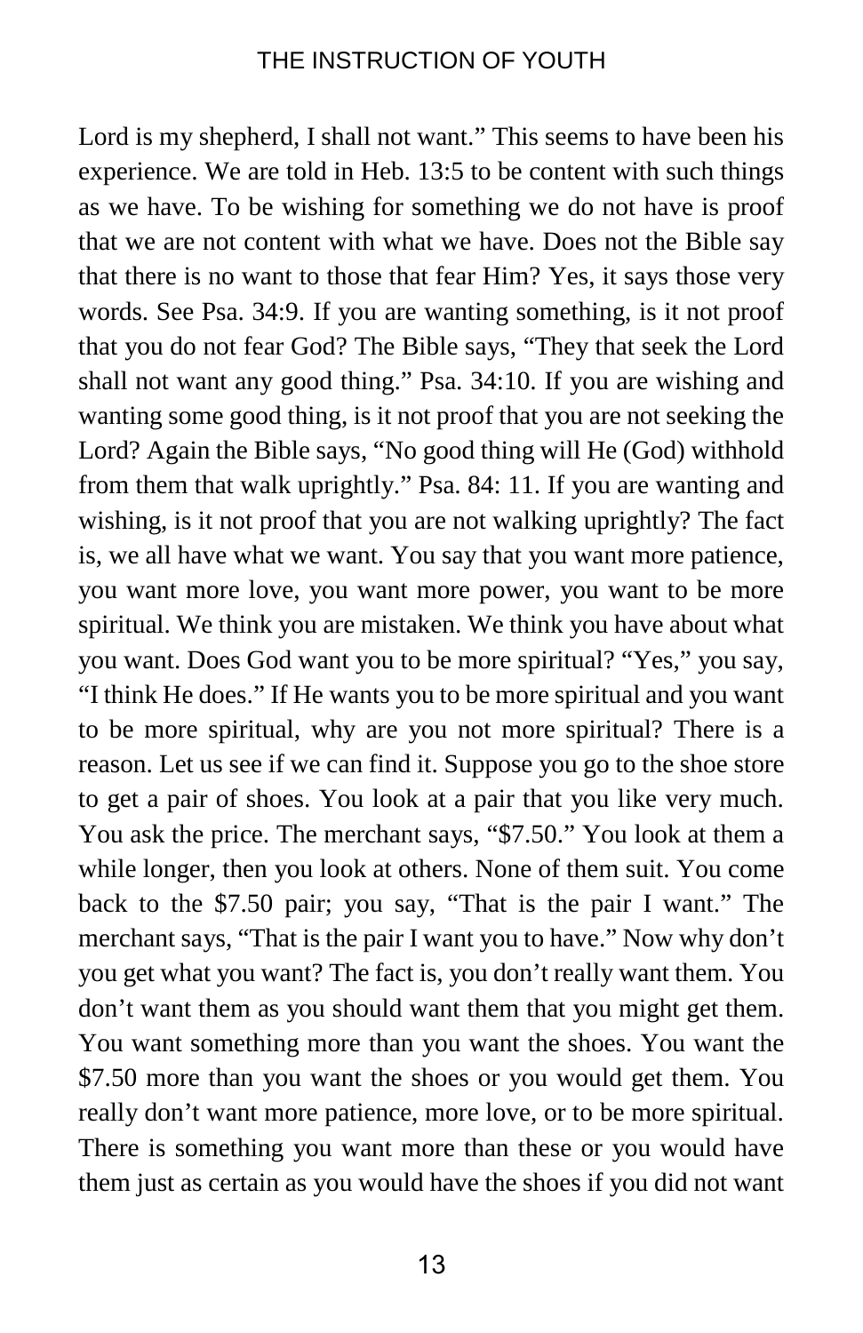Lord is my shepherd, I shall not want." This seems to have been his experience. We are told in Heb. 13:5 to be content with such things as we have. To be wishing for something we do not have is proof that we are not content with what we have. Does not the Bible say that there is no want to those that fear Him? Yes, it says those very words. See Psa. 34:9. If you are wanting something, is it not proof that you do not fear God? The Bible says, "They that seek the Lord shall not want any good thing." Psa. 34:10. If you are wishing and wanting some good thing, is it not proof that you are not seeking the Lord? Again the Bible says, "No good thing will He (God) withhold from them that walk uprightly." Psa. 84: 11. If you are wanting and wishing, is it not proof that you are not walking uprightly? The fact is, we all have what we want. You say that you want more patience, you want more love, you want more power, you want to be more spiritual. We think you are mistaken. We think you have about what you want. Does God want you to be more spiritual? "Yes," you say, "I think He does." If He wants you to be more spiritual and you want to be more spiritual, why are you not more spiritual? There is a reason. Let us see if we can find it. Suppose you go to the shoe store to get a pair of shoes. You look at a pair that you like very much. You ask the price. The merchant says, "$7.50." You look at them a while longer, then you look at others. None of them suit. You come back to the $7.50 pair; you say, "That is the pair I want." The merchant says, "That is the pair I want you to have." Now why don't you get what you want? The fact is, you don't really want them. You don't want them as you should want them that you might get them. You want something more than you want the shoes. You want the $7.50 more than you want the shoes or you would get them. You really don't want more patience, more love, or to be more spiritual. There is something you want more than these or you would have them just as certain as you would have the shoes if you did not want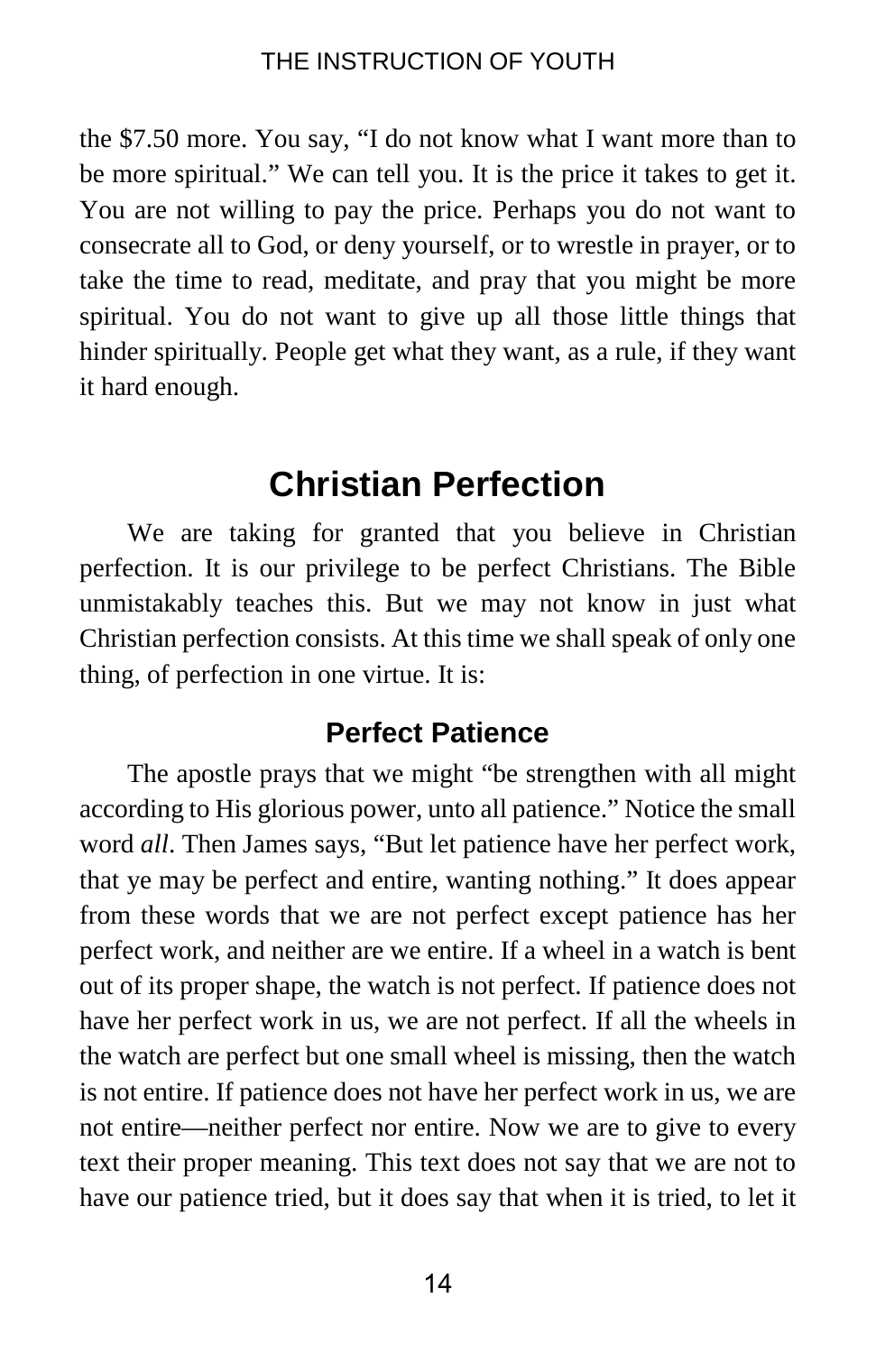the $7.50 more. You say, “I do not know what I want more than to be more spiritual.” We can tell you. It is the price it takes to get it. You are not willing to pay the price. Perhaps you do not want to consecrate all to God, or deny yourself, or to wrestle in prayer, or to take the time to read, meditate, and pray that you might be more spiritual. You do not want to give up all those little things that hinder spiritually. People get what they want, as a rule, if they want it hard enough.

## Christian Perfection

We are taking for granted that you believe in Christian perfection. It is our privilege to be perfect Christians. The Bible unmistakably teaches this. But we may not know in just what Christian perfection consists. At this time we shall speak of only one thing, of perfection in one virtue. It is:

### Perfect Patience

The apostle prays that we might “be strengthen with all might according to His glorious power, unto all patience.” Notice the small word *all*. Then James says, “But let patience have her perfect work, that ye may be perfect and entire, wanting nothing.” It does appear from these words that we are not perfect except patience has her perfect work, and neither are we entire. If a wheel in a watch is bent out of its proper shape, the watch is not perfect. If patience does not have her perfect work in us, we are not perfect. If all the wheels in the watch are perfect but one small wheel is missing, then the watch is not entire. If patience does not have her perfect work in us, we are not entire—neither perfect nor entire. Now we are to give to every text their proper meaning. This text does not say that we are not to have our patience tried, but it does say that when it is tried, to let it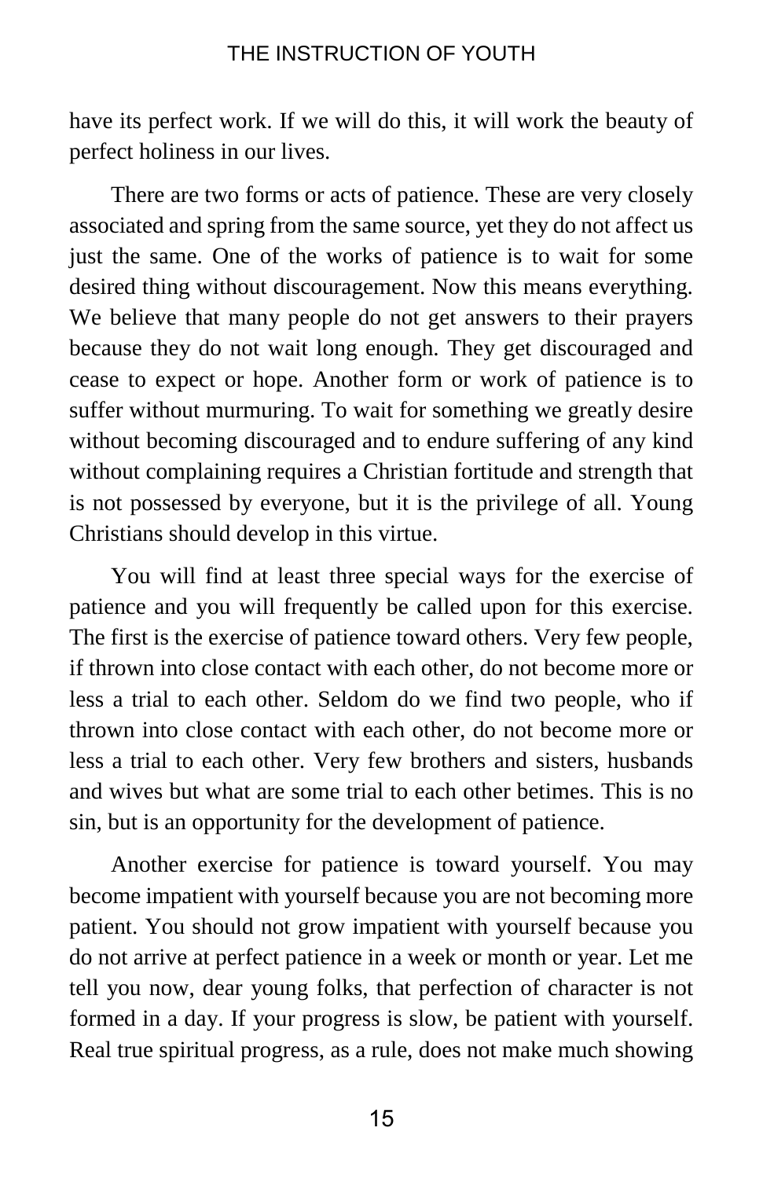have its perfect work. If we will do this, it will work the beauty of perfect holiness in our lives.

There are two forms or acts of patience. These are very closely associated and spring from the same source, yet they do not affect us just the same. One of the works of patience is to wait for some desired thing without discouragement. Now this means everything. We believe that many people do not get answers to their prayers because they do not wait long enough. They get discouraged and cease to expect or hope. Another form or work of patience is to suffer without murmuring. To wait for something we greatly desire without becoming discouraged and to endure suffering of any kind without complaining requires a Christian fortitude and strength that is not possessed by everyone, but it is the privilege of all. Young Christians should develop in this virtue.

You will find at least three special ways for the exercise of patience and you will frequently be called upon for this exercise. The first is the exercise of patience toward others. Very few people, if thrown into close contact with each other, do not become more or less a trial to each other. Seldom do we find two people, who if thrown into close contact with each other, do not become more or less a trial to each other. Very few brothers and sisters, husbands and wives but what are some trial to each other betimes. This is no sin, but is an opportunity for the development of patience.

Another exercise for patience is toward yourself. You may become impatient with yourself because you are not becoming more patient. You should not grow impatient with yourself because you do not arrive at perfect patience in a week or month or year. Let me tell you now, dear young folks, that perfection of character is not formed in a day. If your progress is slow, be patient with yourself. Real true spiritual progress, as a rule, does not make much showing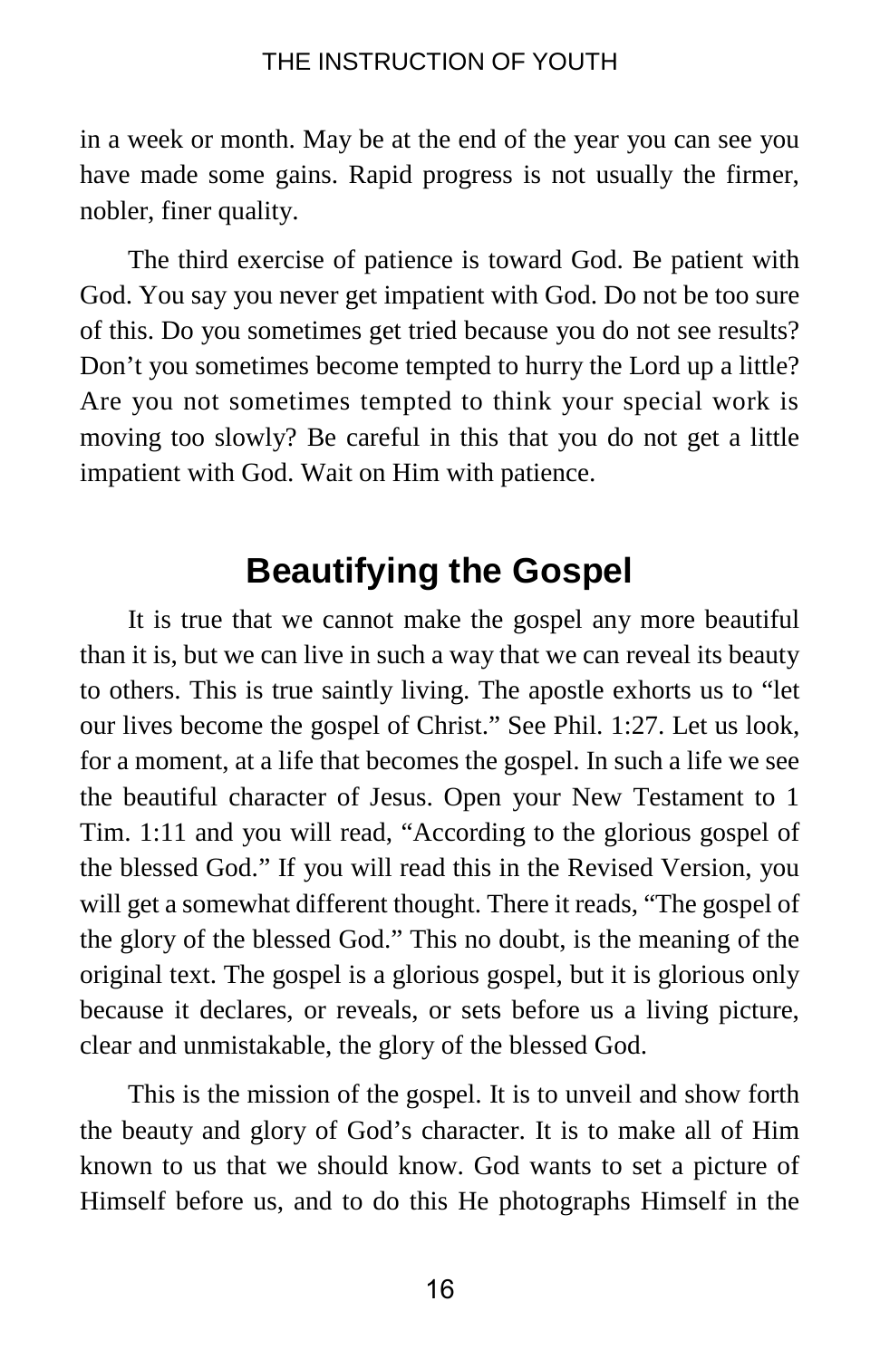in a week or month. May be at the end of the year you can see you have made some gains. Rapid progress is not usually the firmer, nobler, finer quality.

The third exercise of patience is toward God. Be patient with God. You say you never get impatient with God. Do not be too sure of this. Do you sometimes get tried because you do not see results? Don't you sometimes become tempted to hurry the Lord up a little? Are you not sometimes tempted to think your special work is moving too slowly? Be careful in this that you do not get a little impatient with God. Wait on Him with patience.

## Beautifying the Gospel

It is true that we cannot make the gospel any more beautiful than it is, but we can live in such a way that we can reveal its beauty to others. This is true saintly living. The apostle exhorts us to "let our lives become the gospel of Christ." See Phil. 1:27. Let us look, for a moment, at a life that becomes the gospel. In such a life we see the beautiful character of Jesus. Open your New Testament to 1 Tim. 1:11 and you will read, "According to the glorious gospel of the blessed God." If you will read this in the Revised Version, you will get a somewhat different thought. There it reads, "The gospel of the glory of the blessed God." This no doubt, is the meaning of the original text. The gospel is a glorious gospel, but it is glorious only because it declares, or reveals, or sets before us a living picture, clear and unmistakable, the glory of the blessed God.

This is the mission of the gospel. It is to unveil and show forth the beauty and glory of God's character. It is to make all of Him known to us that we should know. God wants to set a picture of Himself before us, and to do this He photographs Himself in the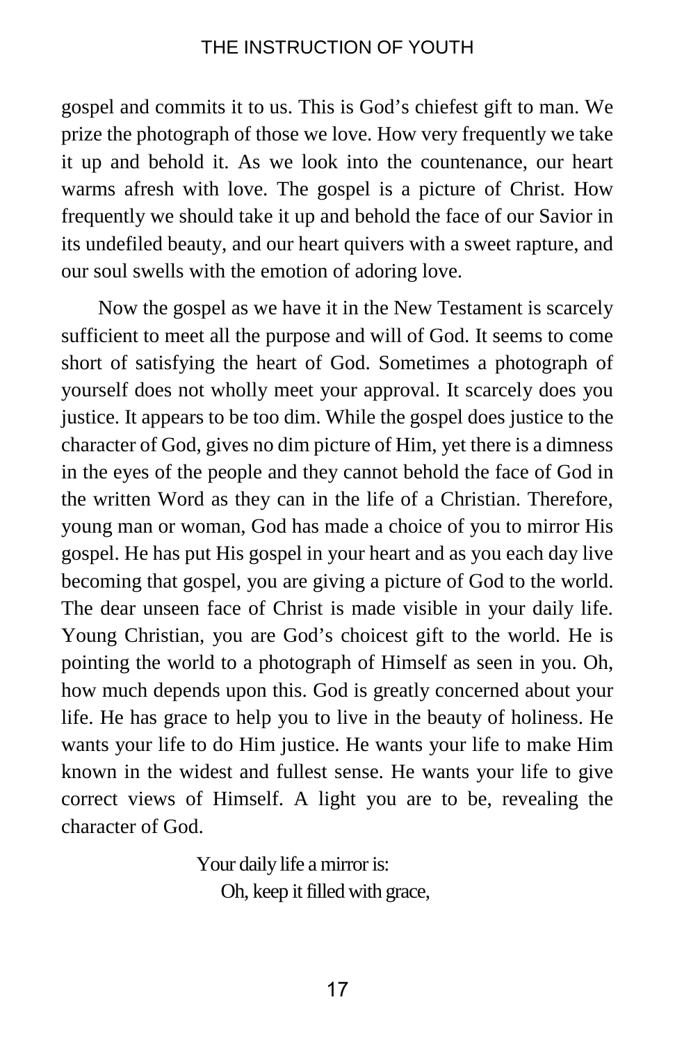gospel and commits it to us. This is God's chiefest gift to man. We prize the photograph of those we love. How very frequently we take it up and behold it. As we look into the countenance, our heart warms afresh with love. The gospel is a picture of Christ. How frequently we should take it up and behold the face of our Savior in its undefiled beauty, and our heart quivers with a sweet rapture, and our soul swells with the emotion of adoring love.

Now the gospel as we have it in the New Testament is scarcely sufficient to meet all the purpose and will of God. It seems to come short of satisfying the heart of God. Sometimes a photograph of yourself does not wholly meet your approval. It scarcely does you justice. It appears to be too dim. While the gospel does justice to the character of God, gives no dim picture of Him, yet there is a dimness in the eyes of the people and they cannot behold the face of God in the written Word as they can in the life of a Christian. Therefore, young man or woman, God has made a choice of you to mirror His gospel. He has put His gospel in your heart and as you each day live becoming that gospel, you are giving a picture of God to the world. The dear unseen face of Christ is made visible in your daily life. Young Christian, you are God's choicest gift to the world. He is pointing the world to a photograph of Himself as seen in you. Oh, how much depends upon this. God is greatly concerned about your life. He has grace to help you to live in the beauty of holiness. He wants your life to do Him justice. He wants your life to make Him known in the widest and fullest sense. He wants your life to give correct views of Himself. A light you are to be, revealing the character of God.

> Your daily life a mirror is:
> Oh, keep it filled with grace,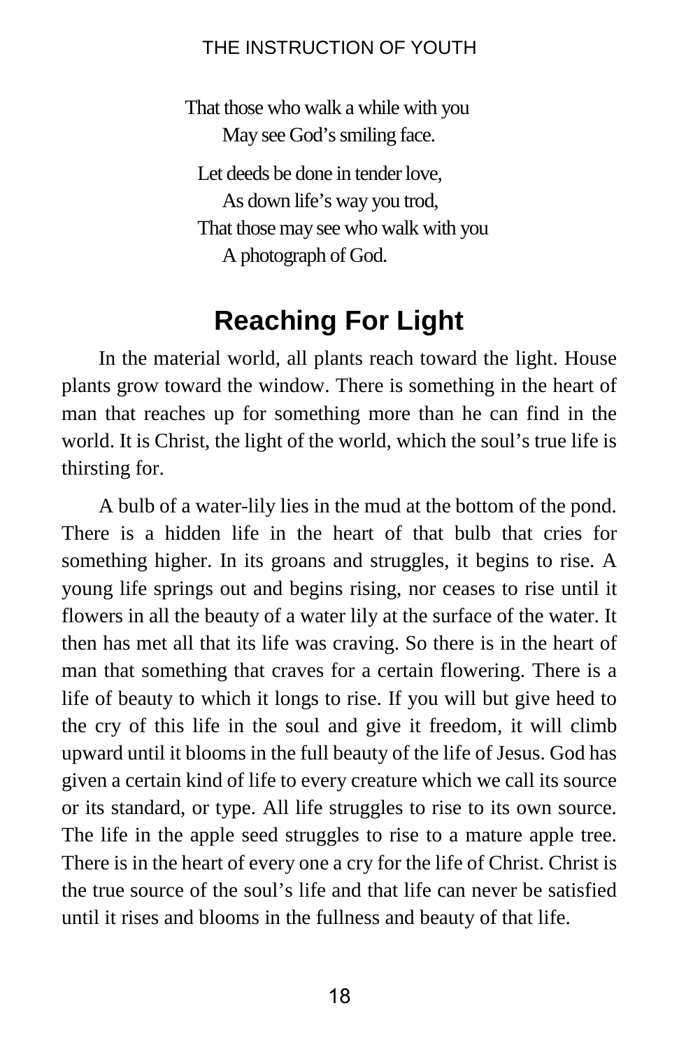That those who walk a while with you
May see God's smiling face.

Let deeds be done in tender love,
As down life's way you trod,
That those may see who walk with you
A photograph of God.

## Reaching For Light

In the material world, all plants reach toward the light. House plants grow toward the window. There is something in the heart of man that reaches up for something more than he can find in the world. It is Christ, the light of the world, which the soul's true life is thirsting for.

A bulb of a water-lily lies in the mud at the bottom of the pond. There is a hidden life in the heart of that bulb that cries for something higher. In its groans and struggles, it begins to rise. A young life springs out and begins rising, nor ceases to rise until it flowers in all the beauty of a water lily at the surface of the water. It then has met all that its life was craving. So there is in the heart of man that something that craves for a certain flowering. There is a life of beauty to which it longs to rise. If you will but give heed to the cry of this life in the soul and give it freedom, it will climb upward until it blooms in the full beauty of the life of Jesus. God has given a certain kind of life to every creature which we call its source or its standard, or type. All life struggles to rise to its own source. The life in the apple seed struggles to rise to a mature apple tree. There is in the heart of every one a cry for the life of Christ. Christ is the true source of the soul's life and that life can never be satisfied until it rises and blooms in the fullness and beauty of that life.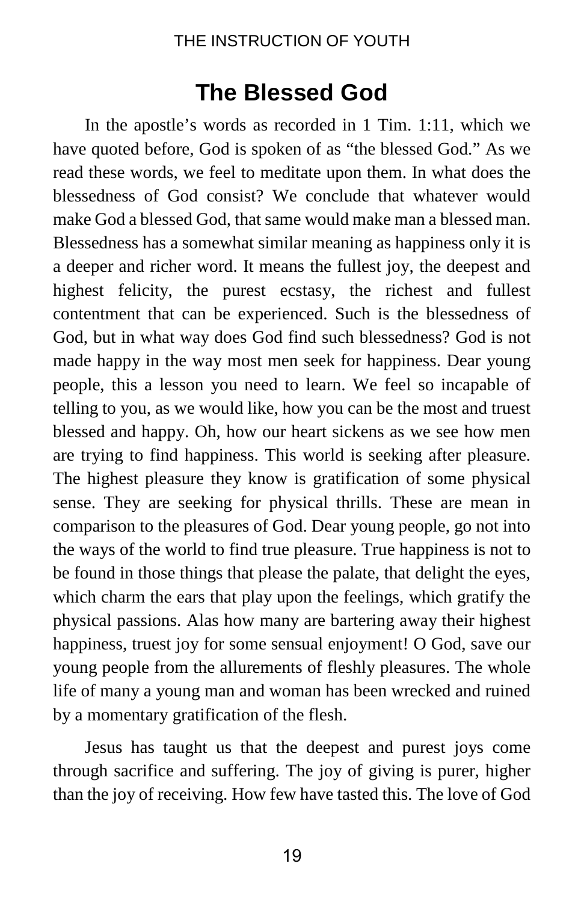## The Blessed God

In the apostle's words as recorded in 1 Tim. 1:11, which we have quoted before, God is spoken of as "the blessed God." As we read these words, we feel to meditate upon them. In what does the blessedness of God consist? We conclude that whatever would make God a blessed God, that same would make man a blessed man. Blessedness has a somewhat similar meaning as happiness only it is a deeper and richer word. It means the fullest joy, the deepest and highest felicity, the purest ecstasy, the richest and fullest contentment that can be experienced. Such is the blessedness of God, but in what way does God find such blessedness? God is not made happy in the way most men seek for happiness. Dear young people, this a lesson you need to learn. We feel so incapable of telling to you, as we would like, how you can be the most and truest blessed and happy. Oh, how our heart sickens as we see how men are trying to find happiness. This world is seeking after pleasure. The highest pleasure they know is gratification of some physical sense. They are seeking for physical thrills. These are mean in comparison to the pleasures of God. Dear young people, go not into the ways of the world to find true pleasure. True happiness is not to be found in those things that please the palate, that delight the eyes, which charm the ears that play upon the feelings, which gratify the physical passions. Alas how many are bartering away their highest happiness, truest joy for some sensual enjoyment! O God, save our young people from the allurements of fleshly pleasures. The whole life of many a young man and woman has been wrecked and ruined by a momentary gratification of the flesh.

Jesus has taught us that the deepest and purest joys come through sacrifice and suffering. The joy of giving is purer, higher than the joy of receiving. How few have tasted this. The love of God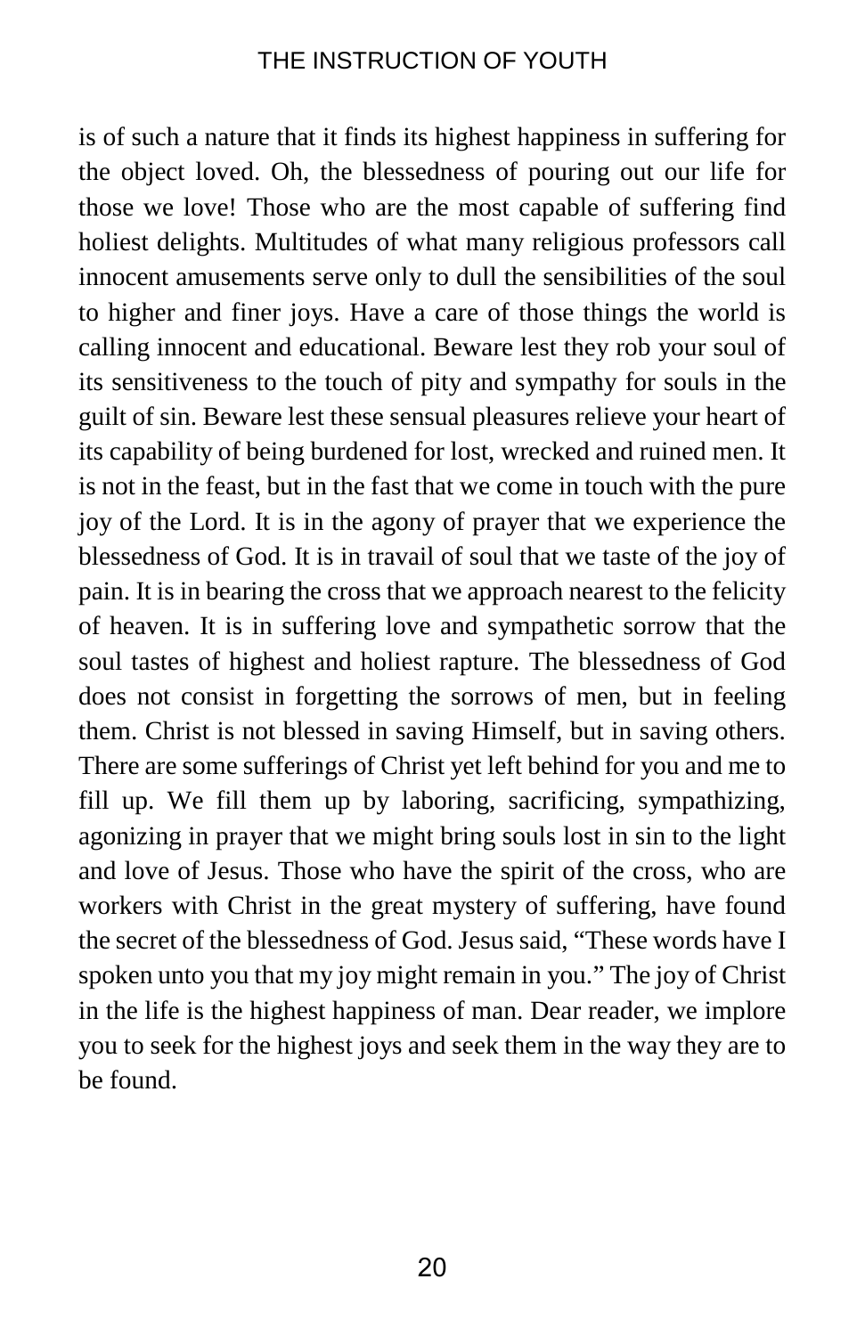is of such a nature that it finds its highest happiness in suffering for the object loved. Oh, the blessedness of pouring out our life for those we love! Those who are the most capable of suffering find holiest delights. Multitudes of what many religious professors call innocent amusements serve only to dull the sensibilities of the soul to higher and finer joys. Have a care of those things the world is calling innocent and educational. Beware lest they rob your soul of its sensitiveness to the touch of pity and sympathy for souls in the guilt of sin. Beware lest these sensual pleasures relieve your heart of its capability of being burdened for lost, wrecked and ruined men. It is not in the feast, but in the fast that we come in touch with the pure joy of the Lord. It is in the agony of prayer that we experience the blessedness of God. It is in travail of soul that we taste of the joy of pain. It is in bearing the cross that we approach nearest to the felicity of heaven. It is in suffering love and sympathetic sorrow that the soul tastes of highest and holiest rapture. The blessedness of God does not consist in forgetting the sorrows of men, but in feeling them. Christ is not blessed in saving Himself, but in saving others. There are some sufferings of Christ yet left behind for you and me to fill up. We fill them up by laboring, sacrificing, sympathizing, agonizing in prayer that we might bring souls lost in sin to the light and love of Jesus. Those who have the spirit of the cross, who are workers with Christ in the great mystery of suffering, have found the secret of the blessedness of God. Jesus said, "These words have I spoken unto you that my joy might remain in you." The joy of Christ in the life is the highest happiness of man. Dear reader, we implore you to seek for the highest joys and seek them in the way they are to be found.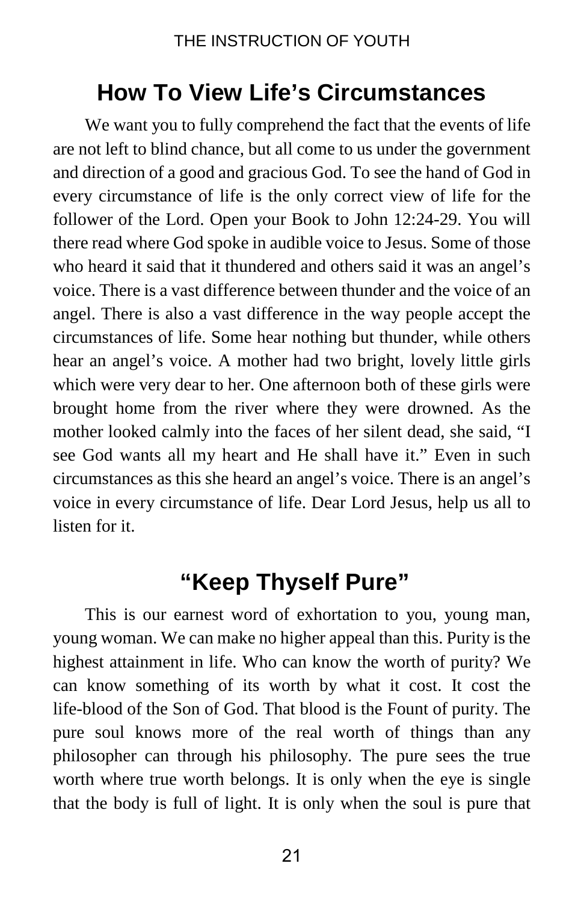## How To View Life's Circumstances

We want you to fully comprehend the fact that the events of life are not left to blind chance, but all come to us under the government and direction of a good and gracious God. To see the hand of God in every circumstance of life is the only correct view of life for the follower of the Lord. Open your Book to John 12:24-29. You will there read where God spoke in audible voice to Jesus. Some of those who heard it said that it thundered and others said it was an angel's voice. There is a vast difference between thunder and the voice of an angel. There is also a vast difference in the way people accept the circumstances of life. Some hear nothing but thunder, while others hear an angel's voice. A mother had two bright, lovely little girls which were very dear to her. One afternoon both of these girls were brought home from the river where they were drowned. As the mother looked calmly into the faces of her silent dead, she said, "I see God wants all my heart and He shall have it." Even in such circumstances as this she heard an angel's voice. There is an angel's voice in every circumstance of life. Dear Lord Jesus, help us all to listen for it.

## "Keep Thyself Pure"

This is our earnest word of exhortation to you, young man, young woman. We can make no higher appeal than this. Purity is the highest attainment in life. Who can know the worth of purity? We can know something of its worth by what it cost. It cost the life-blood of the Son of God. That blood is the Fount of purity. The pure soul knows more of the real worth of things than any philosopher can through his philosophy. The pure sees the true worth where true worth belongs. It is only when the eye is single that the body is full of light. It is only when the soul is pure that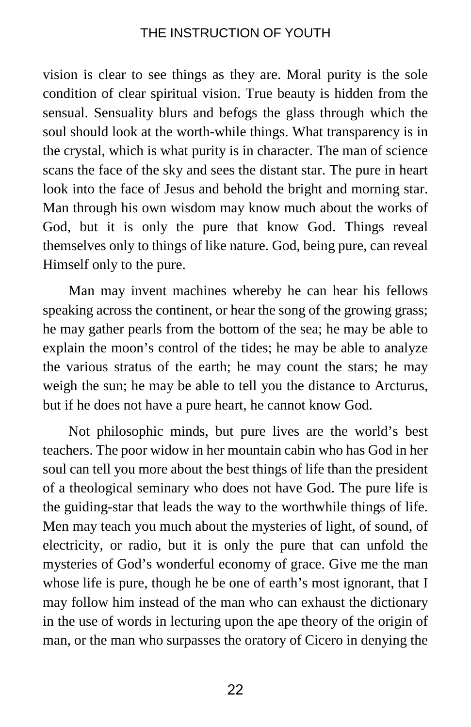vision is clear to see things as they are. Moral purity is the sole condition of clear spiritual vision. True beauty is hidden from the sensual. Sensuality blurs and befogs the glass through which the soul should look at the worth-while things. What transparency is in the crystal, which is what purity is in character. The man of science scans the face of the sky and sees the distant star. The pure in heart look into the face of Jesus and behold the bright and morning star. Man through his own wisdom may know much about the works of God, but it is only the pure that know God. Things reveal themselves only to things of like nature. God, being pure, can reveal Himself only to the pure.

Man may invent machines whereby he can hear his fellows speaking across the continent, or hear the song of the growing grass; he may gather pearls from the bottom of the sea; he may be able to explain the moon's control of the tides; he may be able to analyze the various stratus of the earth; he may count the stars; he may weigh the sun; he may be able to tell you the distance to Arcturus, but if he does not have a pure heart, he cannot know God.

Not philosophic minds, but pure lives are the world's best teachers. The poor widow in her mountain cabin who has God in her soul can tell you more about the best things of life than the president of a theological seminary who does not have God. The pure life is the guiding-star that leads the way to the worthwhile things of life. Men may teach you much about the mysteries of light, of sound, of electricity, or radio, but it is only the pure that can unfold the mysteries of God's wonderful economy of grace. Give me the man whose life is pure, though he be one of earth's most ignorant, that I may follow him instead of the man who can exhaust the dictionary in the use of words in lecturing upon the ape theory of the origin of man, or the man who surpasses the oratory of Cicero in denying the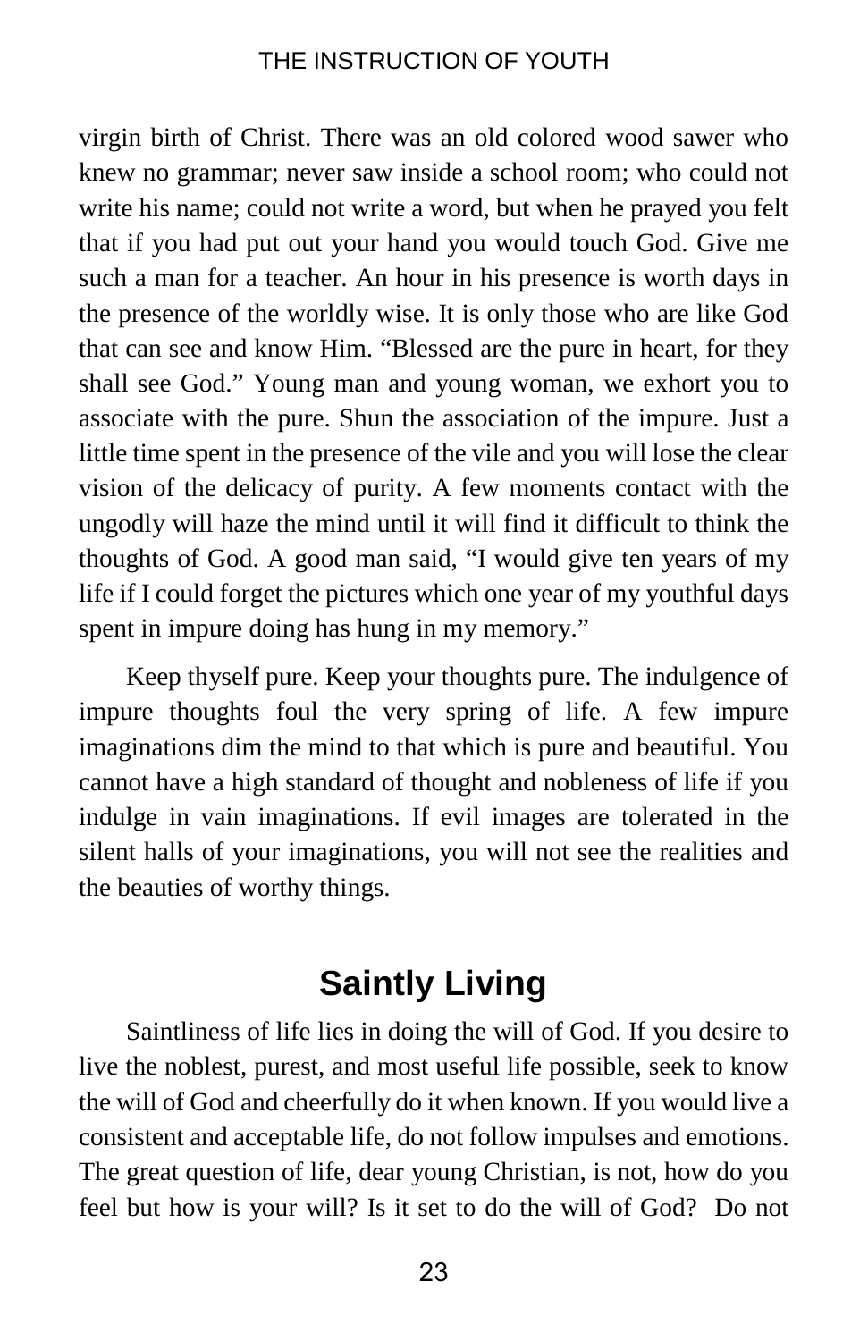virgin birth of Christ. There was an old colored wood sawer who knew no grammar; never saw inside a school room; who could not write his name; could not write a word, but when he prayed you felt that if you had put out your hand you would touch God. Give me such a man for a teacher. An hour in his presence is worth days in the presence of the worldly wise. It is only those who are like God that can see and know Him. "Blessed are the pure in heart, for they shall see God." Young man and young woman, we exhort you to associate with the pure. Shun the association of the impure. Just a little time spent in the presence of the vile and you will lose the clear vision of the delicacy of purity. A few moments contact with the ungodly will haze the mind until it will find it difficult to think the thoughts of God. A good man said, "I would give ten years of my life if I could forget the pictures which one year of my youthful days spent in impure doing has hung in my memory."

Keep thyself pure. Keep your thoughts pure. The indulgence of impure thoughts foul the very spring of life. A few impure imaginations dim the mind to that which is pure and beautiful. You cannot have a high standard of thought and nobleness of life if you indulge in vain imaginations. If evil images are tolerated in the silent halls of your imaginations, you will not see the realities and the beauties of worthy things.

## Saintly Living

Saintliness of life lies in doing the will of God. If you desire to live the noblest, purest, and most useful life possible, seek to know the will of God and cheerfully do it when known. If you would live a consistent and acceptable life, do not follow impulses and emotions. The great question of life, dear young Christian, is not, how do you feel but how is your will? Is it set to do the will of God? Do not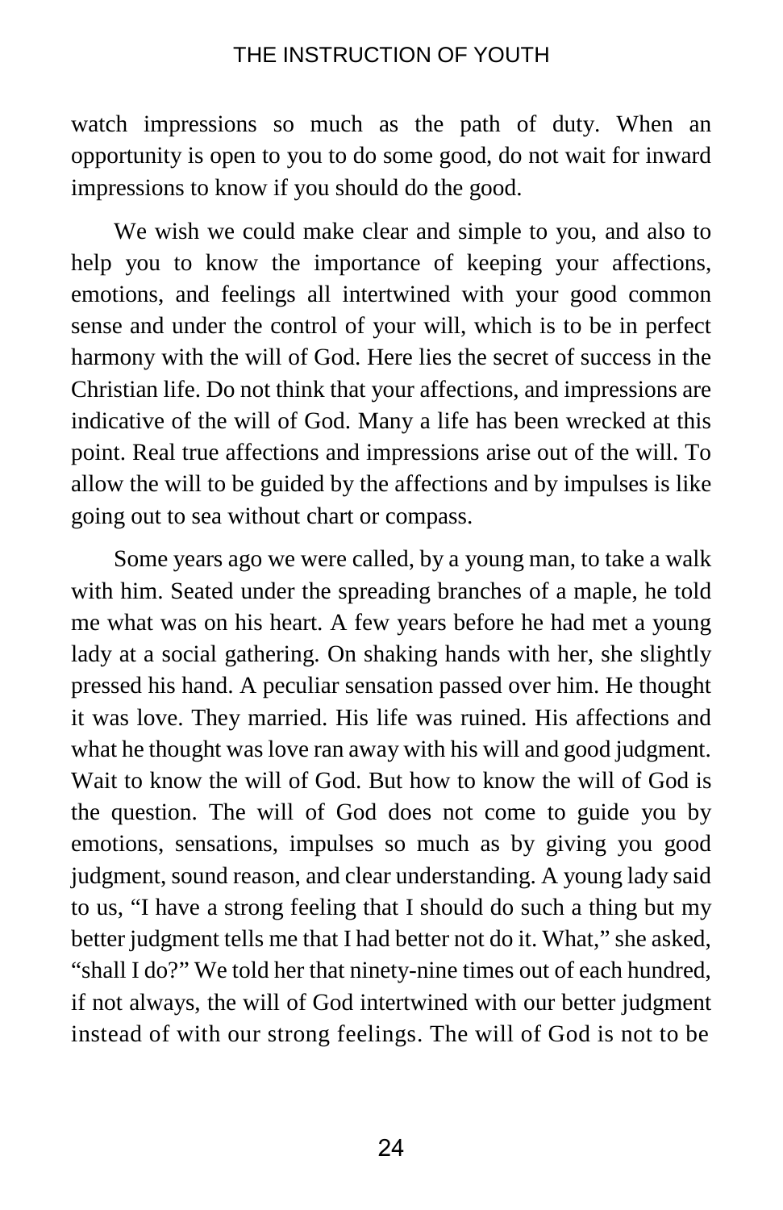watch impressions so much as the path of duty. When an opportunity is open to you to do some good, do not wait for inward impressions to know if you should do the good.

We wish we could make clear and simple to you, and also to help you to know the importance of keeping your affections, emotions, and feelings all intertwined with your good common sense and under the control of your will, which is to be in perfect harmony with the will of God. Here lies the secret of success in the Christian life. Do not think that your affections, and impressions are indicative of the will of God. Many a life has been wrecked at this point. Real true affections and impressions arise out of the will. To allow the will to be guided by the affections and by impulses is like going out to sea without chart or compass.

Some years ago we were called, by a young man, to take a walk with him. Seated under the spreading branches of a maple, he told me what was on his heart. A few years before he had met a young lady at a social gathering. On shaking hands with her, she slightly pressed his hand. A peculiar sensation passed over him. He thought it was love. They married. His life was ruined. His affections and what he thought was love ran away with his will and good judgment. Wait to know the will of God. But how to know the will of God is the question. The will of God does not come to guide you by emotions, sensations, impulses so much as by giving you good judgment, sound reason, and clear understanding. A young lady said to us, "I have a strong feeling that I should do such a thing but my better judgment tells me that I had better not do it. What," she asked, "shall I do?" We told her that ninety-nine times out of each hundred, if not always, the will of God intertwined with our better judgment instead of with our strong feelings. The will of God is not to be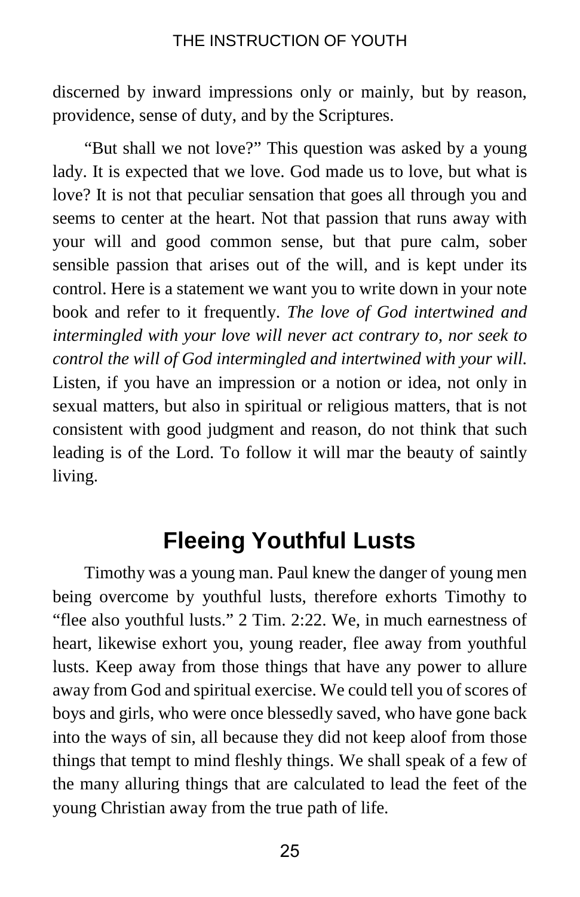discerned by inward impressions only or mainly, but by reason, providence, sense of duty, and by the Scriptures.

"But shall we not love?" This question was asked by a young lady. It is expected that we love. God made us to love, but what is love? It is not that peculiar sensation that goes all through you and seems to center at the heart. Not that passion that runs away with your will and good common sense, but that pure calm, sober sensible passion that arises out of the will, and is kept under its control. Here is a statement we want you to write down in your note book and refer to it frequently. *The love of God intertwined and intermingled with your love will never act contrary to, nor seek to control the will of God intermingled and intertwined with your will.* Listen, if you have an impression or a notion or idea, not only in sexual matters, but also in spiritual or religious matters, that is not consistent with good judgment and reason, do not think that such leading is of the Lord. To follow it will mar the beauty of saintly living.

## Fleeing Youthful Lusts

Timothy was a young man. Paul knew the danger of young men being overcome by youthful lusts, therefore exhorts Timothy to "flee also youthful lusts." 2 Tim. 2:22. We, in much earnestness of heart, likewise exhort you, young reader, flee away from youthful lusts. Keep away from those things that have any power to allure away from God and spiritual exercise. We could tell you of scores of boys and girls, who were once blessedly saved, who have gone back into the ways of sin, all because they did not keep aloof from those things that tempt to mind fleshly things. We shall speak of a few of the many alluring things that are calculated to lead the feet of the young Christian away from the true path of life.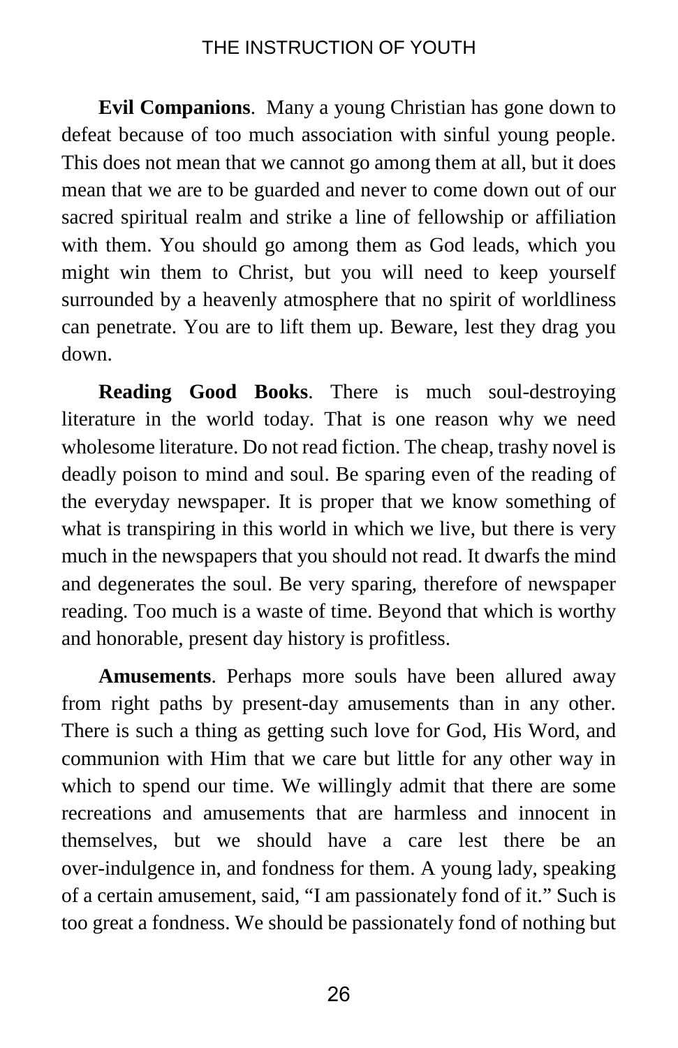**Evil Companions**. Many a young Christian has gone down to defeat because of too much association with sinful young people. This does not mean that we cannot go among them at all, but it does mean that we are to be guarded and never to come down out of our sacred spiritual realm and strike a line of fellowship or affiliation with them. You should go among them as God leads, which you might win them to Christ, but you will need to keep yourself surrounded by a heavenly atmosphere that no spirit of worldliness can penetrate. You are to lift them up. Beware, lest they drag you down.

**Reading Good Books**. There is much soul-destroying literature in the world today. That is one reason why we need wholesome literature. Do not read fiction. The cheap, trashy novel is deadly poison to mind and soul. Be sparing even of the reading of the everyday newspaper. It is proper that we know something of what is transpiring in this world in which we live, but there is very much in the newspapers that you should not read. It dwarfs the mind and degenerates the soul. Be very sparing, therefore of newspaper reading. Too much is a waste of time. Beyond that which is worthy and honorable, present day history is profitless.

**Amusements**. Perhaps more souls have been allured away from right paths by present-day amusements than in any other. There is such a thing as getting such love for God, His Word, and communion with Him that we care but little for any other way in which to spend our time. We willingly admit that there are some recreations and amusements that are harmless and innocent in themselves, but we should have a care lest there be an over-indulgence in, and fondness for them. A young lady, speaking of a certain amusement, said, "I am passionately fond of it." Such is too great a fondness. We should be passionately fond of nothing but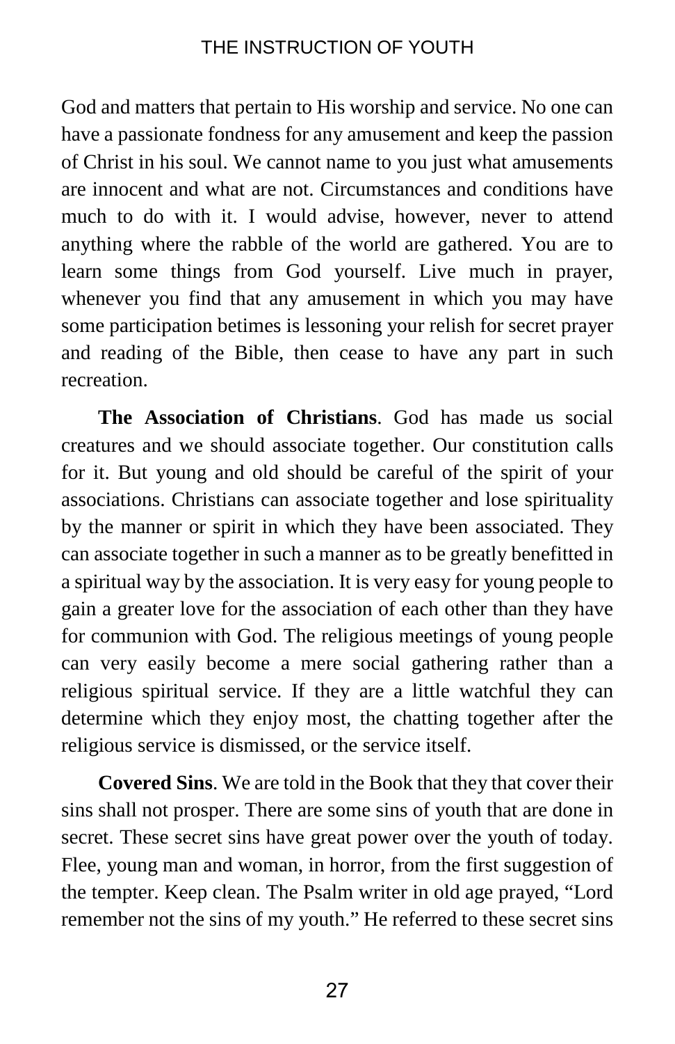God and matters that pertain to His worship and service. No one can have a passionate fondness for any amusement and keep the passion of Christ in his soul. We cannot name to you just what amusements are innocent and what are not. Circumstances and conditions have much to do with it. I would advise, however, never to attend anything where the rabble of the world are gathered. You are to learn some things from God yourself. Live much in prayer, whenever you find that any amusement in which you may have some participation betimes is lessoning your relish for secret prayer and reading of the Bible, then cease to have any part in such recreation.

**The Association of Christians**. God has made us social creatures and we should associate together. Our constitution calls for it. But young and old should be careful of the spirit of your associations. Christians can associate together and lose spirituality by the manner or spirit in which they have been associated. They can associate together in such a manner as to be greatly benefitted in a spiritual way by the association. It is very easy for young people to gain a greater love for the association of each other than they have for communion with God. The religious meetings of young people can very easily become a mere social gathering rather than a religious spiritual service. If they are a little watchful they can determine which they enjoy most, the chatting together after the religious service is dismissed, or the service itself.

**Covered Sins**. We are told in the Book that they that cover their sins shall not prosper. There are some sins of youth that are done in secret. These secret sins have great power over the youth of today. Flee, young man and woman, in horror, from the first suggestion of the tempter. Keep clean. The Psalm writer in old age prayed, "Lord remember not the sins of my youth." He referred to these secret sins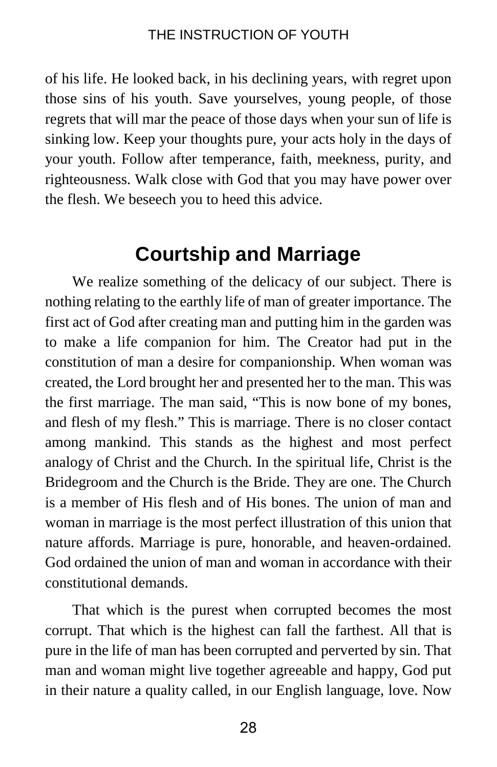of his life. He looked back, in his declining years, with regret upon those sins of his youth. Save yourselves, young people, of those regrets that will mar the peace of those days when your sun of life is sinking low. Keep your thoughts pure, your acts holy in the days of your youth. Follow after temperance, faith, meekness, purity, and righteousness. Walk close with God that you may have power over the flesh. We beseech you to heed this advice.

## Courtship and Marriage

We realize something of the delicacy of our subject. There is nothing relating to the earthly life of man of greater importance. The first act of God after creating man and putting him in the garden was to make a life companion for him. The Creator had put in the constitution of man a desire for companionship. When woman was created, the Lord brought her and presented her to the man. This was the first marriage. The man said, "This is now bone of my bones, and flesh of my flesh." This is marriage. There is no closer contact among mankind. This stands as the highest and most perfect analogy of Christ and the Church. In the spiritual life, Christ is the Bridegroom and the Church is the Bride. They are one. The Church is a member of His flesh and of His bones. The union of man and woman in marriage is the most perfect illustration of this union that nature affords. Marriage is pure, honorable, and heaven-ordained. God ordained the union of man and woman in accordance with their constitutional demands.

That which is the purest when corrupted becomes the most corrupt. That which is the highest can fall the farthest. All that is pure in the life of man has been corrupted and perverted by sin. That man and woman might live together agreeable and happy, God put in their nature a quality called, in our English language, love. Now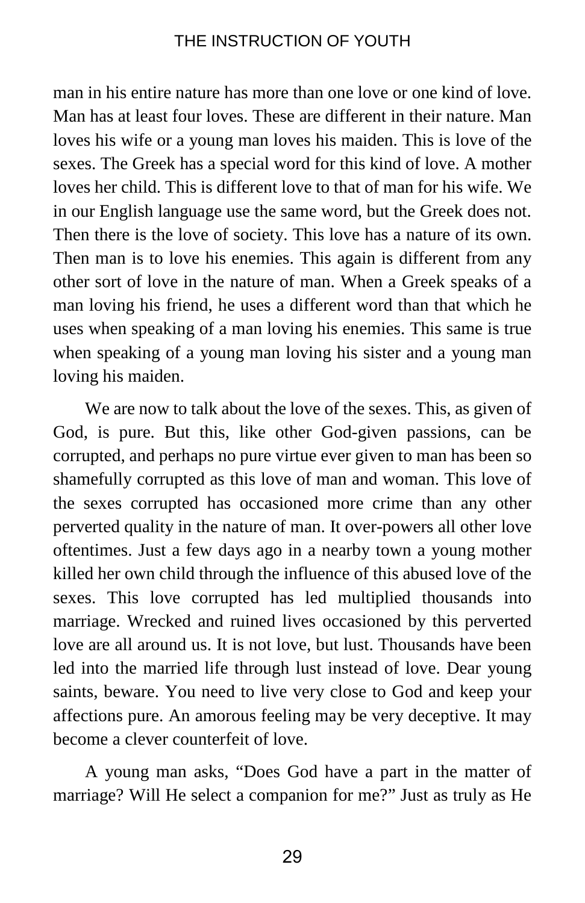man in his entire nature has more than one love or one kind of love. Man has at least four loves. These are different in their nature. Man loves his wife or a young man loves his maiden. This is love of the sexes. The Greek has a special word for this kind of love. A mother loves her child. This is different love to that of man for his wife. We in our English language use the same word, but the Greek does not. Then there is the love of society. This love has a nature of its own. Then man is to love his enemies. This again is different from any other sort of love in the nature of man. When a Greek speaks of a man loving his friend, he uses a different word than that which he uses when speaking of a man loving his enemies. This same is true when speaking of a young man loving his sister and a young man loving his maiden.

We are now to talk about the love of the sexes. This, as given of God, is pure. But this, like other God-given passions, can be corrupted, and perhaps no pure virtue ever given to man has been so shamefully corrupted as this love of man and woman. This love of the sexes corrupted has occasioned more crime than any other perverted quality in the nature of man. It over-powers all other love oftentimes. Just a few days ago in a nearby town a young mother killed her own child through the influence of this abused love of the sexes. This love corrupted has led multiplied thousands into marriage. Wrecked and ruined lives occasioned by this perverted love are all around us. It is not love, but lust. Thousands have been led into the married life through lust instead of love. Dear young saints, beware. You need to live very close to God and keep your affections pure. An amorous feeling may be very deceptive. It may become a clever counterfeit of love.

A young man asks, "Does God have a part in the matter of marriage? Will He select a companion for me?" Just as truly as He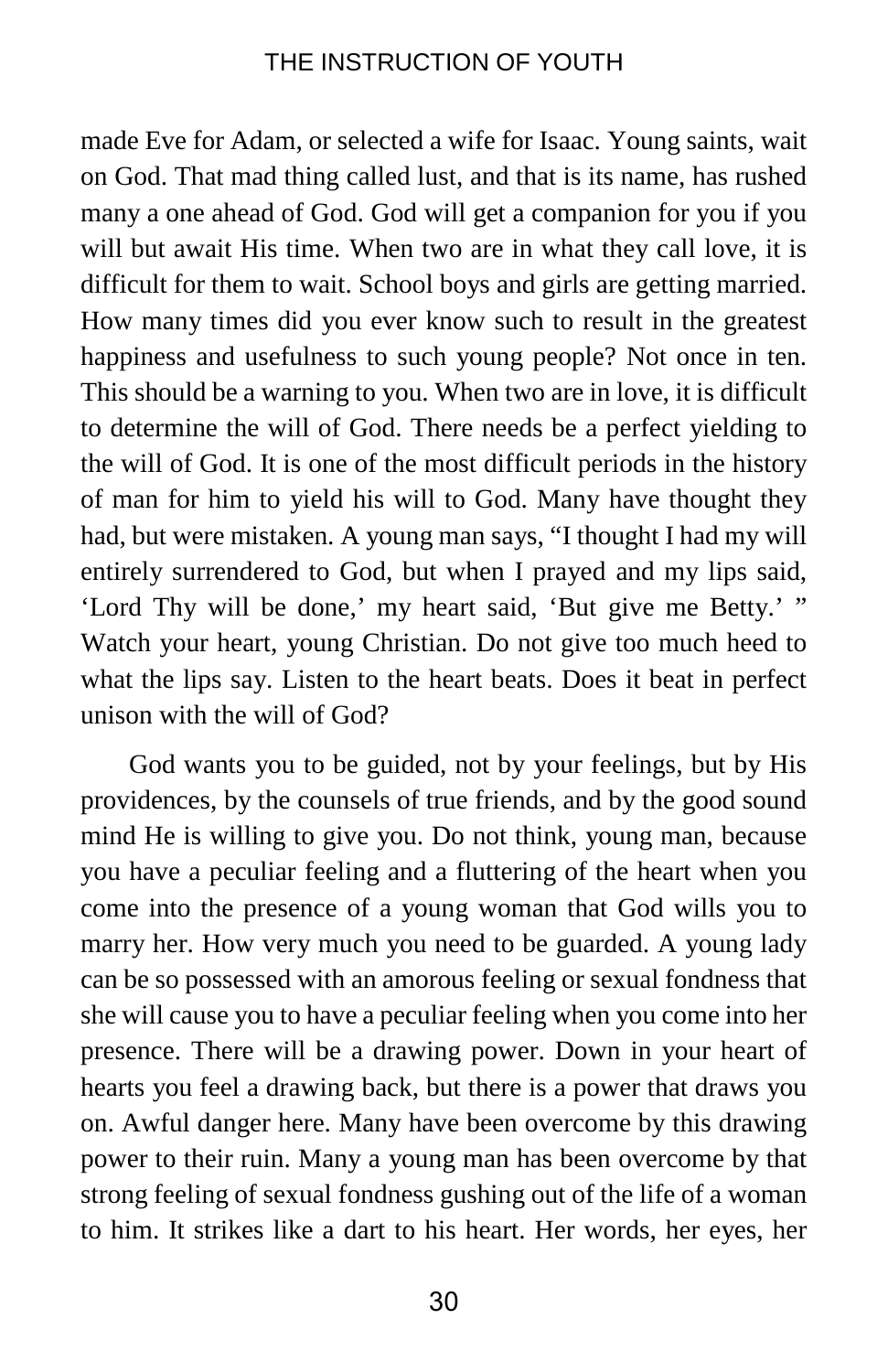made Eve for Adam, or selected a wife for Isaac. Young saints, wait on God. That mad thing called lust, and that is its name, has rushed many a one ahead of God. God will get a companion for you if you will but await His time. When two are in what they call love, it is difficult for them to wait. School boys and girls are getting married. How many times did you ever know such to result in the greatest happiness and usefulness to such young people? Not once in ten. This should be a warning to you. When two are in love, it is difficult to determine the will of God. There needs be a perfect yielding to the will of God. It is one of the most difficult periods in the history of man for him to yield his will to God. Many have thought they had, but were mistaken. A young man says, "I thought I had my will entirely surrendered to God, but when I prayed and my lips said, 'Lord Thy will be done,' my heart said, 'But give me Betty.' " Watch your heart, young Christian. Do not give too much heed to what the lips say. Listen to the heart beats. Does it beat in perfect unison with the will of God?

God wants you to be guided, not by your feelings, but by His providences, by the counsels of true friends, and by the good sound mind He is willing to give you. Do not think, young man, because you have a peculiar feeling and a fluttering of the heart when you come into the presence of a young woman that God wills you to marry her. How very much you need to be guarded. A young lady can be so possessed with an amorous feeling or sexual fondness that she will cause you to have a peculiar feeling when you come into her presence. There will be a drawing power. Down in your heart of hearts you feel a drawing back, but there is a power that draws you on. Awful danger here. Many have been overcome by this drawing power to their ruin. Many a young man has been overcome by that strong feeling of sexual fondness gushing out of the life of a woman to him. It strikes like a dart to his heart. Her words, her eyes, her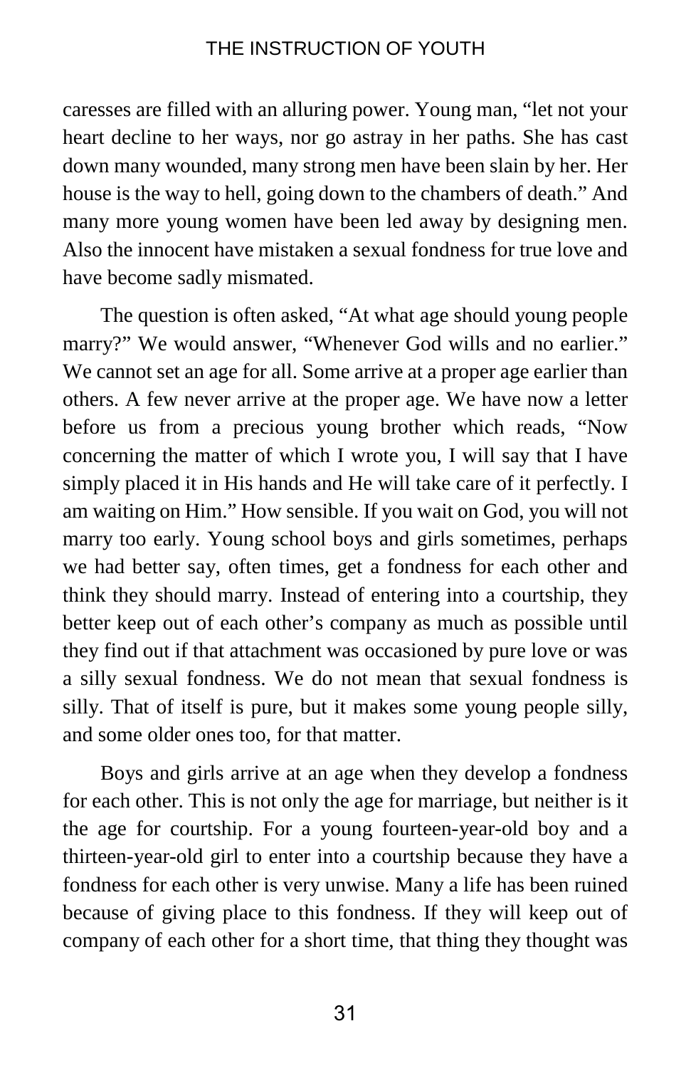caresses are filled with an alluring power. Young man, "let not your heart decline to her ways, nor go astray in her paths. She has cast down many wounded, many strong men have been slain by her. Her house is the way to hell, going down to the chambers of death." And many more young women have been led away by designing men. Also the innocent have mistaken a sexual fondness for true love and have become sadly mismated.

The question is often asked, "At what age should young people marry?" We would answer, "Whenever God wills and no earlier." We cannot set an age for all. Some arrive at a proper age earlier than others. A few never arrive at the proper age. We have now a letter before us from a precious young brother which reads, "Now concerning the matter of which I wrote you, I will say that I have simply placed it in His hands and He will take care of it perfectly. I am waiting on Him." How sensible. If you wait on God, you will not marry too early. Young school boys and girls sometimes, perhaps we had better say, often times, get a fondness for each other and think they should marry. Instead of entering into a courtship, they better keep out of each other's company as much as possible until they find out if that attachment was occasioned by pure love or was a silly sexual fondness. We do not mean that sexual fondness is silly. That of itself is pure, but it makes some young people silly, and some older ones too, for that matter.

Boys and girls arrive at an age when they develop a fondness for each other. This is not only the age for marriage, but neither is it the age for courtship. For a young fourteen-year-old boy and a thirteen-year-old girl to enter into a courtship because they have a fondness for each other is very unwise. Many a life has been ruined because of giving place to this fondness. If they will keep out of company of each other for a short time, that thing they thought was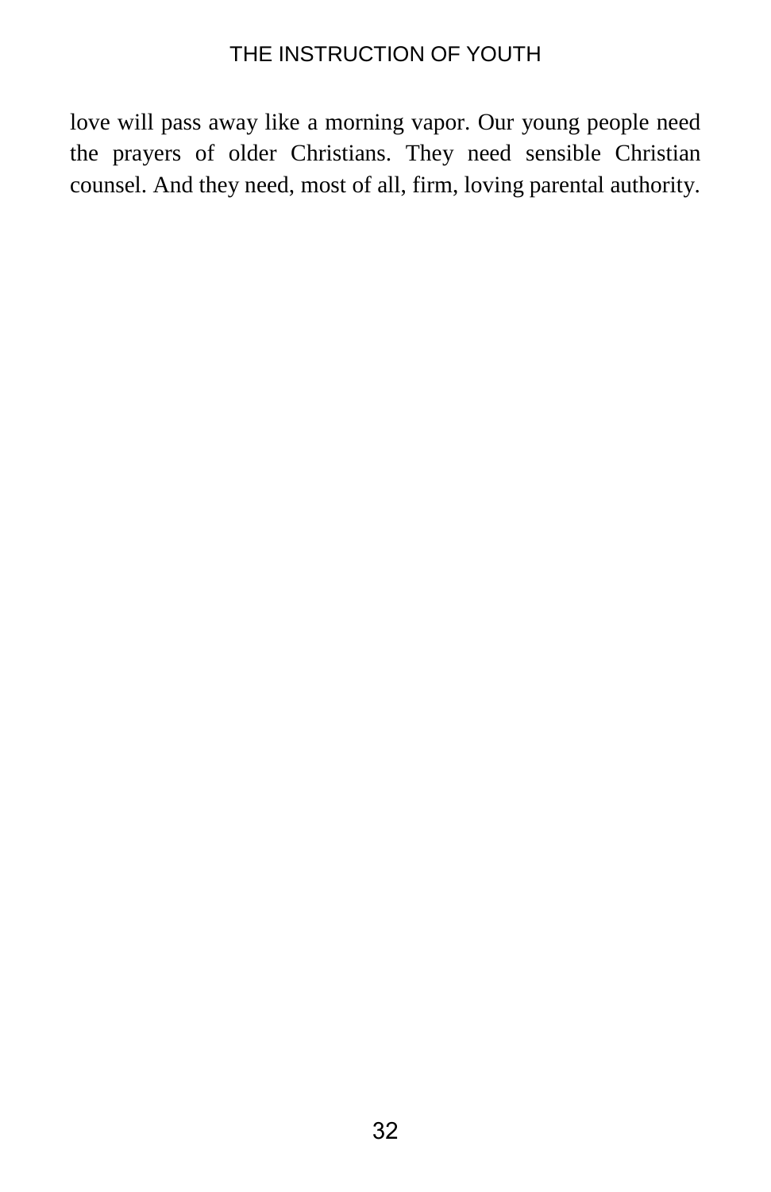love will pass away like a morning vapor. Our young people need the prayers of older Christians. They need sensible Christian counsel. And they need, most of all, firm, loving parental authority.